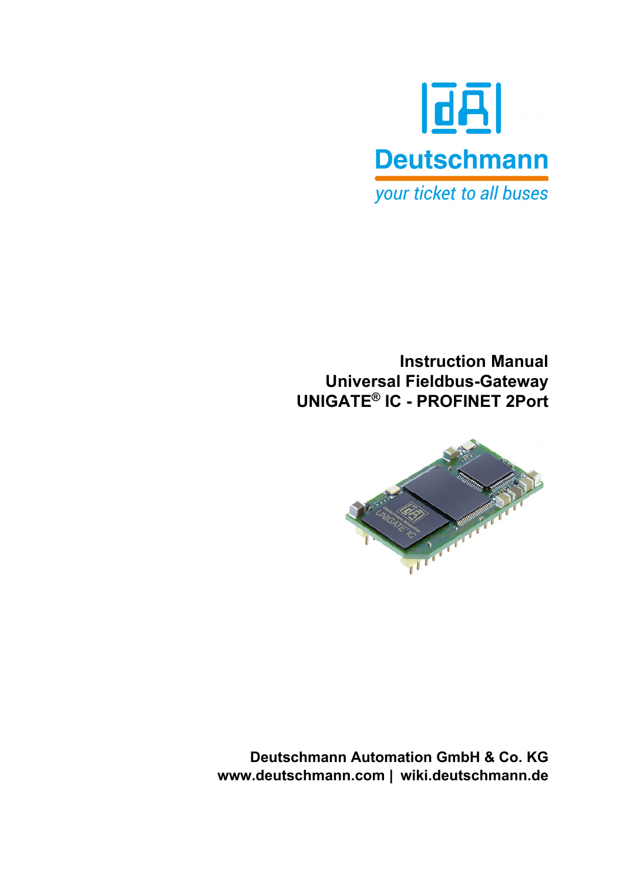Deutschmann

*your ticket to all buses*

# Instruction Manual
# Universal Fieldbus-Gateway
# UNIGATE® IC - PROFINET 2Port

**Deutschmann Automation GmbH & Co. KG**
**www.deutschmann.com | wiki.deutschmann.de**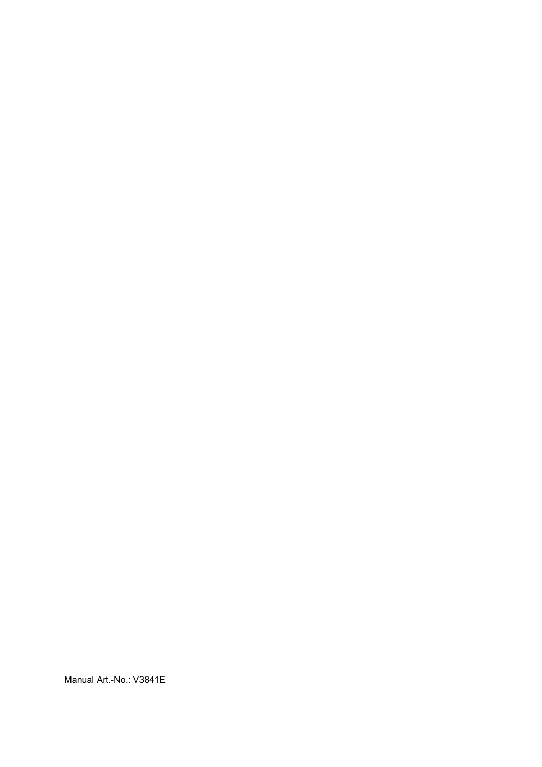Manual Art.-No.: V3841E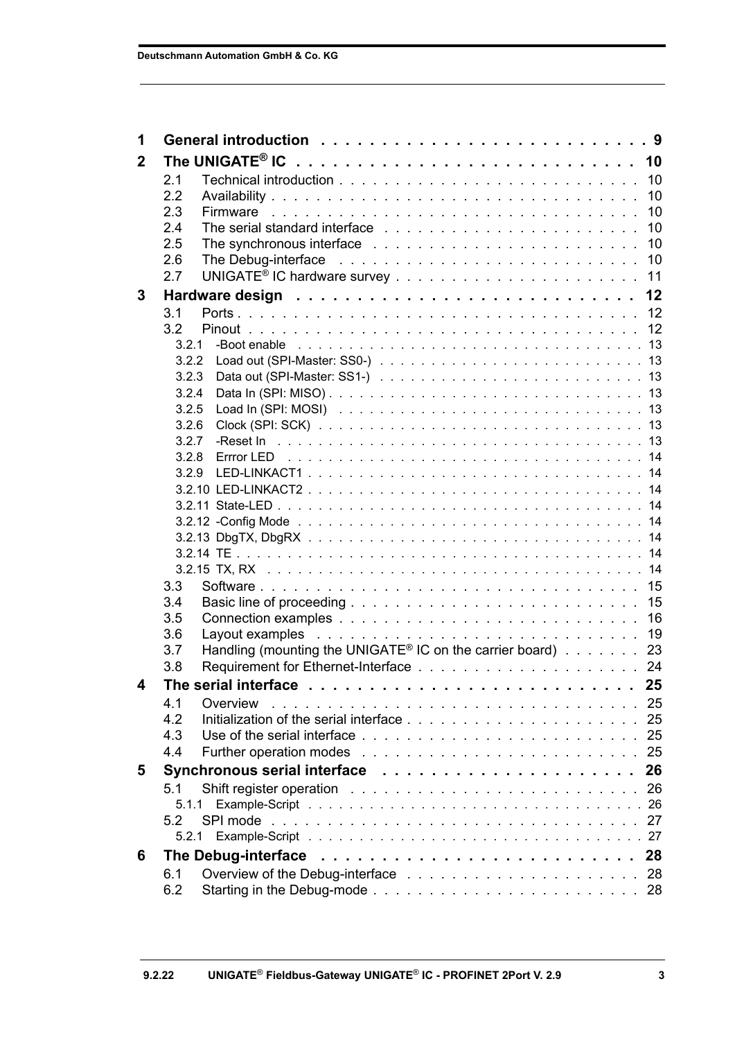| | | |
|---|---|---|
| **1** | **General introduction** | **9** |
| **2** | **The UNIGATE® IC** | **10** |
| 2.1 | Technical introduction | 10 |
| 2.2 | Availability | 10 |
| 2.3 | Firmware | 10 |
| 2.4 | The serial standard interface | 10 |
| 2.5 | The synchronous interface | 10 |
| 2.6 | The Debug-interface | 10 |
| 2.7 | UNIGATE® IC hardware survey | 11 |
| **3** | **Hardware design** | **12** |
| 3.1 | Ports | 12 |
| 3.2 | Pinout | 12 |
| 3.2.1 | -Boot enable | 13 |
| 3.2.2 | Load out (SPI-Master: SS0-) | 13 |
| 3.2.3 | Data out (SPI-Master: SS1-) | 13 |
| 3.2.4 | Data In (SPI: MISO) | 13 |
| 3.2.5 | Load In (SPI: MOSI) | 13 |
| 3.2.6 | Clock (SPI: SCK) | 13 |
| 3.2.7 | -Reset In | 13 |
| 3.2.8 | Errror LED | 14 |
| 3.2.9 | LED-LINKACT1 | 14 |
| 3.2.10 | LED-LINKACT2 | 14 |
| 3.2.11 | State-LED | 14 |
| 3.2.12 | -Config Mode | 14 |
| 3.2.13 | DbgTX, DbgRX | 14 |
| 3.2.14 | TE | 14 |
| 3.2.15 | TX, RX | 14 |
| 3.3 | Software | 15 |
| 3.4 | Basic line of proceeding | 15 |
| 3.5 | Connection examples | 16 |
| 3.6 | Layout examples | 19 |
| 3.7 | Handling (mounting the UNIGATE® IC on the carrier board) | 23 |
| 3.8 | Requirement for Ethernet-Interface | 24 |
| **4** | **The serial interface** | **25** |
| 4.1 | Overview | 25 |
| 4.2 | Initialization of the serial interface | 25 |
| 4.3 | Use of the serial interface | 25 |
| 4.4 | Further operation modes | 25 |
| **5** | **Synchronous serial interface** | **26** |
| 5.1 | Shift register operation | 26 |
| 5.1.1 | Example-Script | 26 |
| 5.2 | SPI mode | 27 |
| 5.2.1 | Example-Script | 27 |
| **6** | **The Debug-interface** | **28** |
| 6.1 | Overview of the Debug-interface | 28 |
| 6.2 | Starting in the Debug-mode | 28 |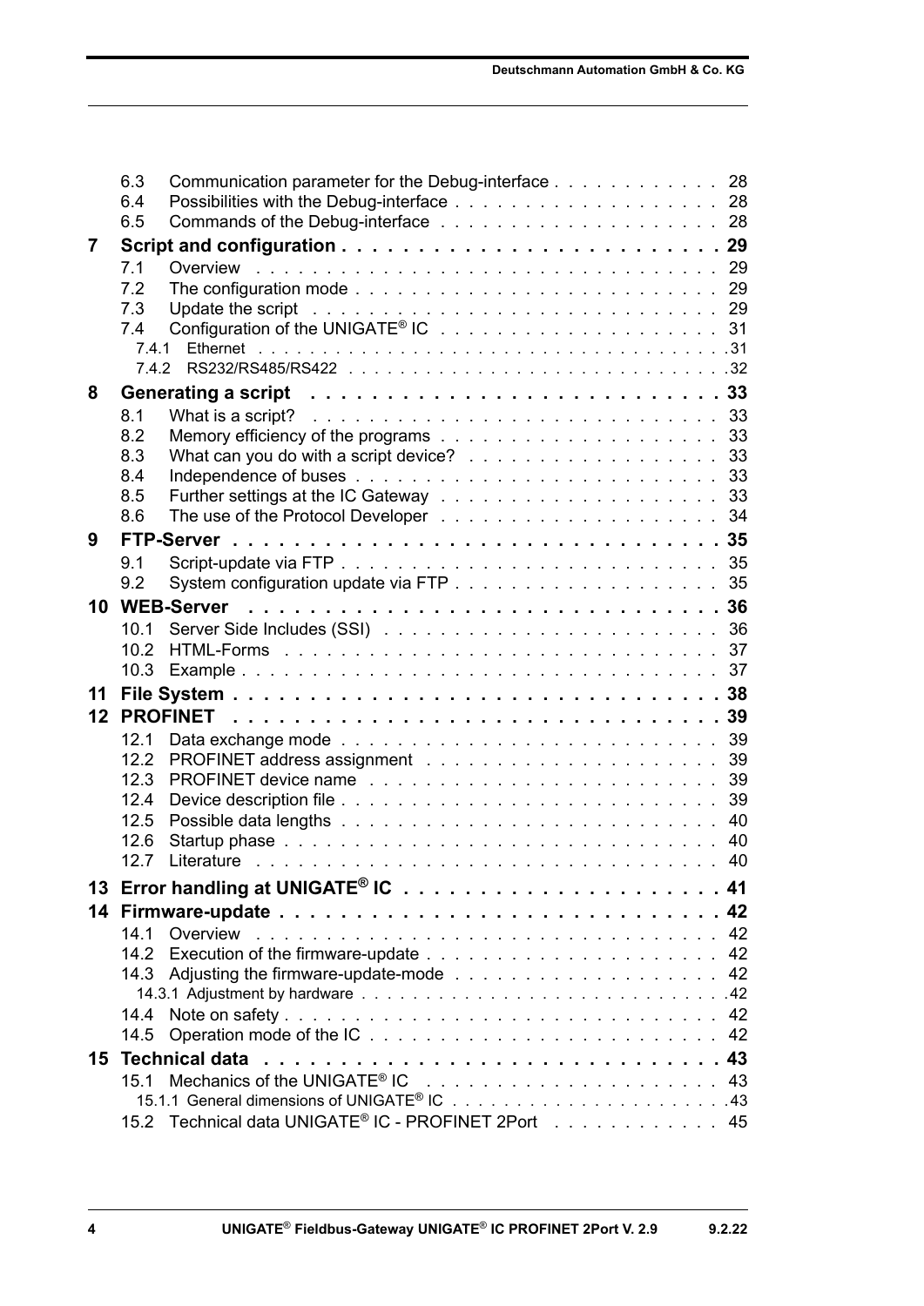- 6.3 Communication parameter for the Debug-interface . . . . . . . . . . . . 28
- 6.4 Possibilities with the Debug-interface . . . . . . . . . . . . . . . . . . . 28
- 6.5 Commands of the Debug-interface . . . . . . . . . . . . . . . . . . . . 28

**7 Script and configuration . . . . . . . . . . . . . . . . . . . . . . . . . 29**

- 7.1 Overview . . . . . . . . . . . . . . . . . . . . . . . . . . . . . . . 29
- 7.2 The configuration mode . . . . . . . . . . . . . . . . . . . . . . . . . 29
- 7.3 Update the script . . . . . . . . . . . . . . . . . . . . . . . . . . . . 29
- 7.4 Configuration of the UNIGATE® IC . . . . . . . . . . . . . . . . . . . 31
  - 7.4.1 Ethernet . . . . . . . . . . . . . . . . . . . . . . . . . . . . . . . .31
  - 7.4.2 RS232/RS485/RS422 . . . . . . . . . . . . . . . . . . . . . . . . . .32

**8 Generating a script . . . . . . . . . . . . . . . . . . . . . . . . . . . 33**

- 8.1 What is a script? . . . . . . . . . . . . . . . . . . . . . . . . . . . . 33
- 8.2 Memory efficiency of the programs . . . . . . . . . . . . . . . . . . . 33
- 8.3 What can you do with a script device? . . . . . . . . . . . . . . . . . 33
- 8.4 Independence of buses . . . . . . . . . . . . . . . . . . . . . . . . . 33
- 8.5 Further settings at the IC Gateway . . . . . . . . . . . . . . . . . . . 33
- 8.6 The use of the Protocol Developer . . . . . . . . . . . . . . . . . . . 34

**9 FTP-Server . . . . . . . . . . . . . . . . . . . . . . . . . . . . . . . . 35**

- 9.1 Script-update via FTP . . . . . . . . . . . . . . . . . . . . . . . . . . 35
- 9.2 System configuration update via FTP . . . . . . . . . . . . . . . . . . 35

**10 WEB-Server . . . . . . . . . . . . . . . . . . . . . . . . . . . . . . . 36**

- 10.1 Server Side Includes (SSI) . . . . . . . . . . . . . . . . . . . . . . . 36
- 10.2 HTML-Forms . . . . . . . . . . . . . . . . . . . . . . . . . . . . . . 37
- 10.3 Example . . . . . . . . . . . . . . . . . . . . . . . . . . . . . . . . 37

**11 File System . . . . . . . . . . . . . . . . . . . . . . . . . . . . . . . 38**

**12 PROFINET . . . . . . . . . . . . . . . . . . . . . . . . . . . . . . . . 39**

- 12.1 Data exchange mode . . . . . . . . . . . . . . . . . . . . . . . . . . 39
- 12.2 PROFINET address assignment . . . . . . . . . . . . . . . . . . . . 39
- 12.3 PROFINET device name . . . . . . . . . . . . . . . . . . . . . . . . 39
- 12.4 Device description file . . . . . . . . . . . . . . . . . . . . . . . . . 39
- 12.5 Possible data lengths . . . . . . . . . . . . . . . . . . . . . . . . . . 40
- 12.6 Startup phase . . . . . . . . . . . . . . . . . . . . . . . . . . . . . . 40
- 12.7 Literature . . . . . . . . . . . . . . . . . . . . . . . . . . . . . . . . 40

**13 Error handling at UNIGATE® IC . . . . . . . . . . . . . . . . . . . . 41**

**14 Firmware-update . . . . . . . . . . . . . . . . . . . . . . . . . . . . . 42**

- 14.1 Overview . . . . . . . . . . . . . . . . . . . . . . . . . . . . . . . . 42
- 14.2 Execution of the firmware-update . . . . . . . . . . . . . . . . . . . 42
- 14.3 Adjusting the firmware-update-mode . . . . . . . . . . . . . . . . . . 42
  - 14.3.1 Adjustment by hardware . . . . . . . . . . . . . . . . . . . . . . . .42
- 14.4 Note on safety . . . . . . . . . . . . . . . . . . . . . . . . . . . . . . 42
- 14.5 Operation mode of the IC . . . . . . . . . . . . . . . . . . . . . . . . 42

**15 Technical data . . . . . . . . . . . . . . . . . . . . . . . . . . . . . . 43**

- 15.1 Mechanics of the UNIGATE® IC . . . . . . . . . . . . . . . . . . . . 43
  - 15.1.1 General dimensions of UNIGATE® IC . . . . . . . . . . . . . . . . . .43
- 15.2 Technical data UNIGATE® IC - PROFINET 2Port . . . . . . . . . . . 45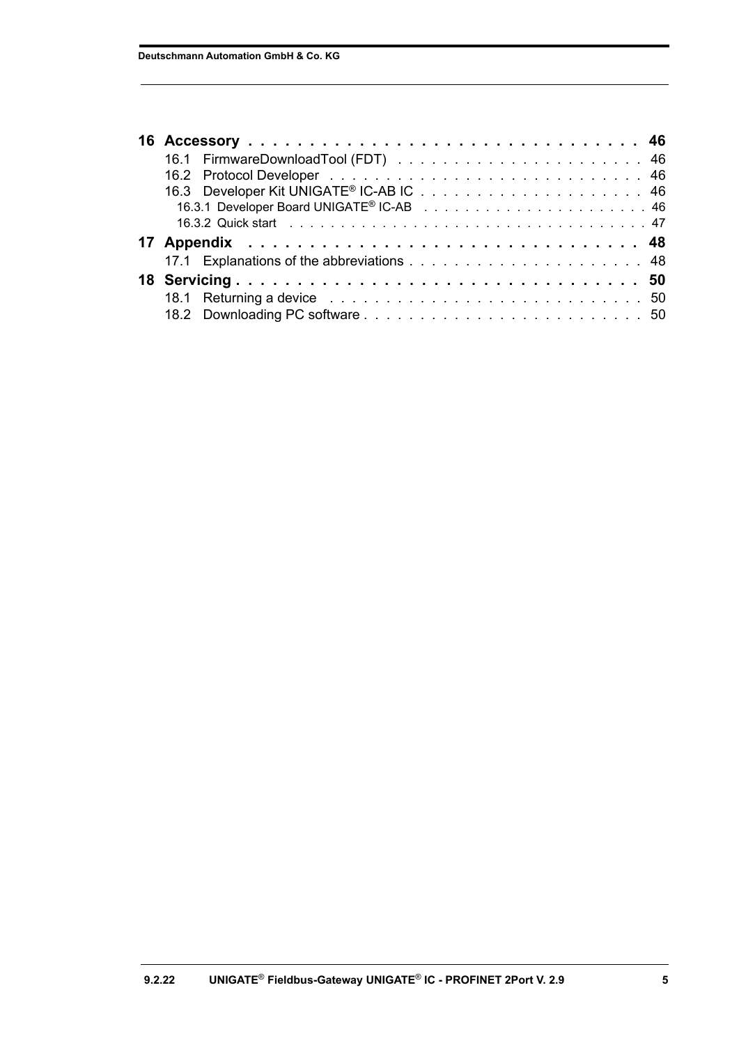**16 Accessory** . . . . . . . . . . . . . . . . . . . . . . . . . . . . . . . . **46**

16.1 FirmwareDownloadTool (FDT) . . . . . . . . . . . . . . . . . . . . . . 46

16.2 Protocol Developer . . . . . . . . . . . . . . . . . . . . . . . . . . . . 46

16.3 Developer Kit UNIGATE® IC-AB IC . . . . . . . . . . . . . . . . . . . . 46

16.3.1 Developer Board UNIGATE® IC-AB . . . . . . . . . . . . . . . . . . . . . 46

16.3.2 Quick start . . . . . . . . . . . . . . . . . . . . . . . . . . . . . . . . . 47

**17 Appendix** . . . . . . . . . . . . . . . . . . . . . . . . . . . . . . . . **48**

17.1 Explanations of the abbreviations . . . . . . . . . . . . . . . . . . . . 48

**18 Servicing** . . . . . . . . . . . . . . . . . . . . . . . . . . . . . . . . **50**

18.1 Returning a device . . . . . . . . . . . . . . . . . . . . . . . . . . . 50

18.2 Downloading PC software . . . . . . . . . . . . . . . . . . . . . . . . 50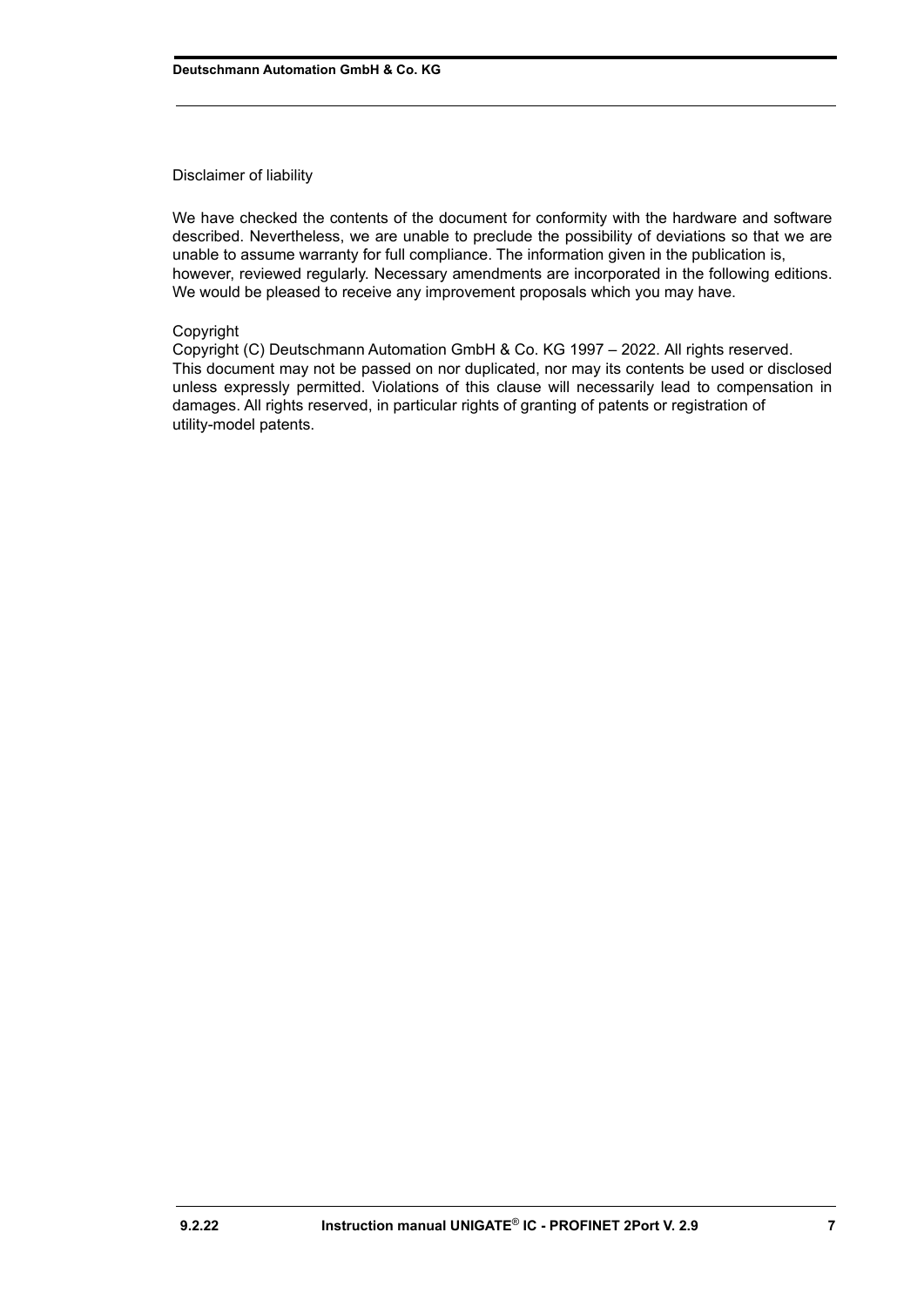Disclaimer of liability

We have checked the contents of the document for conformity with the hardware and software described. Nevertheless, we are unable to preclude the possibility of deviations so that we are unable to assume warranty for full compliance. The information given in the publication is, however, reviewed regularly. Necessary amendments are incorporated in the following editions. We would be pleased to receive any improvement proposals which you may have.

Copyright

Copyright (C) Deutschmann Automation GmbH & Co. KG 1997 – 2022. All rights reserved. This document may not be passed on nor duplicated, nor may its contents be used or disclosed unless expressly permitted. Violations of this clause will necessarily lead to compensation in damages. All rights reserved, in particular rights of granting of patents or registration of utility-model patents.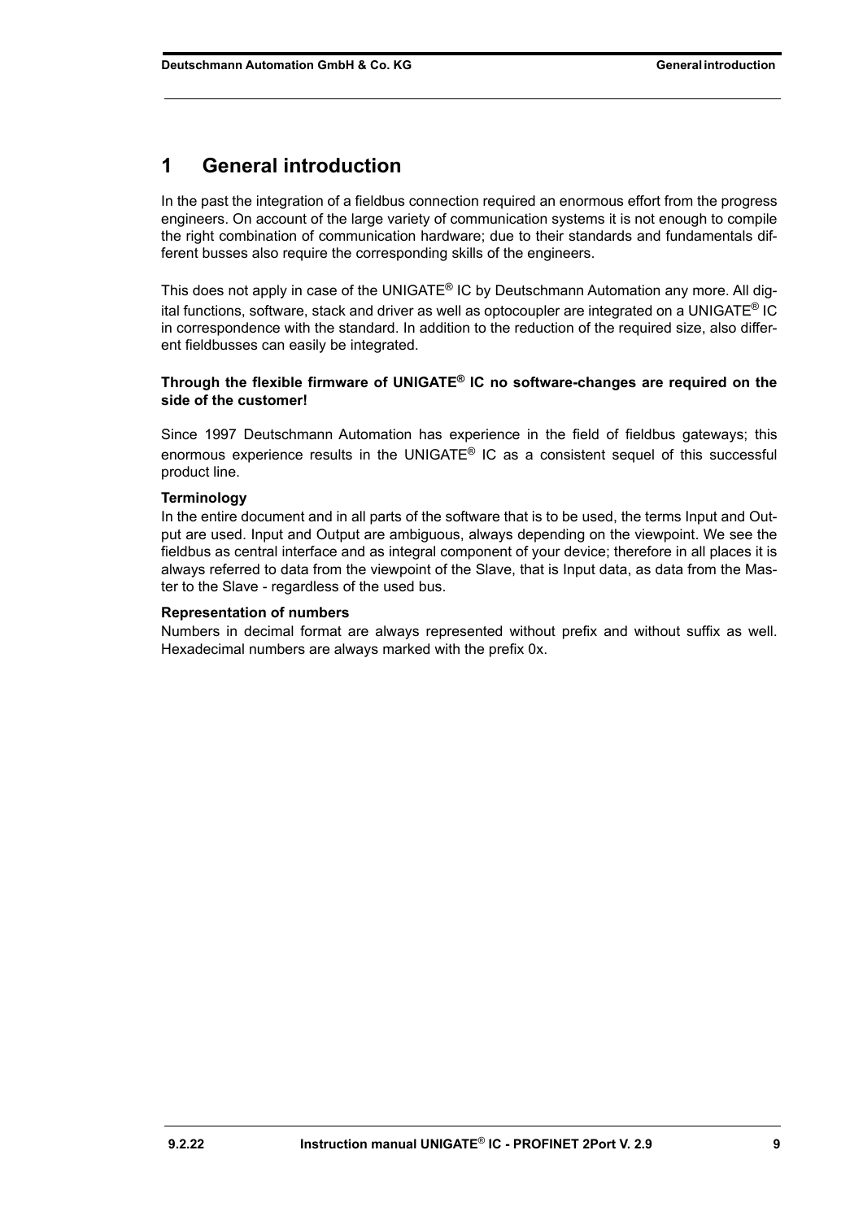# 1 General introduction

In the past the integration of a fieldbus connection required an enormous effort from the progress engineers. On account of the large variety of communication systems it is not enough to compile the right combination of communication hardware; due to their standards and fundamentals different busses also require the corresponding skills of the engineers.

This does not apply in case of the UNIGATE® IC by Deutschmann Automation any more. All digital functions, software, stack and driver as well as optocoupler are integrated on a UNIGATE® IC in correspondence with the standard. In addition to the reduction of the required size, also different fieldbusses can easily be integrated.

**Through the flexible firmware of UNIGATE® IC no software-changes are required on the side of the customer!**

Since 1997 Deutschmann Automation has experience in the field of fieldbus gateways; this enormous experience results in the UNIGATE® IC as a consistent sequel of this successful product line.

**Terminology**

In the entire document and in all parts of the software that is to be used, the terms Input and Output are used. Input and Output are ambiguous, always depending on the viewpoint. We see the fieldbus as central interface and as integral component of your device; therefore in all places it is always referred to data from the viewpoint of the Slave, that is Input data, as data from the Master to the Slave - regardless of the used bus.

**Representation of numbers**

Numbers in decimal format are always represented without prefix and without suffix as well. Hexadecimal numbers are always marked with the prefix 0x.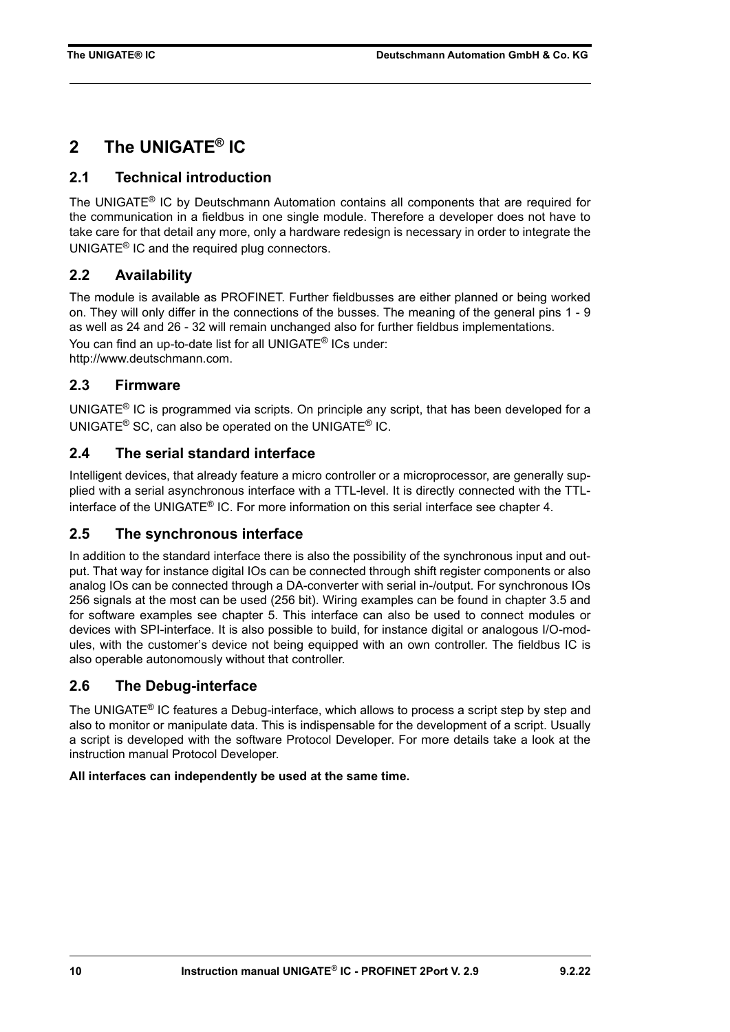# 2 The UNIGATE® IC

## 2.1 Technical introduction

The UNIGATE® IC by Deutschmann Automation contains all components that are required for the communication in a fieldbus in one single module. Therefore a developer does not have to take care for that detail any more, only a hardware redesign is necessary in order to integrate the UNIGATE® IC and the required plug connectors.

## 2.2 Availability

The module is available as PROFINET. Further fieldbusses are either planned or being worked on. They will only differ in the connections of the busses. The meaning of the general pins 1 - 9 as well as 24 and 26 - 32 will remain unchanged also for further fieldbus implementations.

You can find an up-to-date list for all UNIGATE® ICs under:
http://www.deutschmann.com.

## 2.3 Firmware

UNIGATE® IC is programmed via scripts. On principle any script, that has been developed for a UNIGATE® SC, can also be operated on the UNIGATE® IC.

## 2.4 The serial standard interface

Intelligent devices, that already feature a micro controller or a microprocessor, are generally supplied with a serial asynchronous interface with a TTL-level. It is directly connected with the TTL-interface of the UNIGATE® IC. For more information on this serial interface see chapter 4.

## 2.5 The synchronous interface

In addition to the standard interface there is also the possibility of the synchronous input and output. That way for instance digital IOs can be connected through shift register components or also analog IOs can be connected through a DA-converter with serial in-/output. For synchronous IOs 256 signals at the most can be used (256 bit). Wiring examples can be found in chapter 3.5 and for software examples see chapter 5. This interface can also be used to connect modules or devices with SPI-interface. It is also possible to build, for instance digital or analogous I/O-modules, with the customer's device not being equipped with an own controller. The fieldbus IC is also operable autonomously without that controller.

## 2.6 The Debug-interface

The UNIGATE® IC features a Debug-interface, which allows to process a script step by step and also to monitor or manipulate data. This is indispensable for the development of a script. Usually a script is developed with the software Protocol Developer. For more details take a look at the instruction manual Protocol Developer.

**All interfaces can independently be used at the same time.**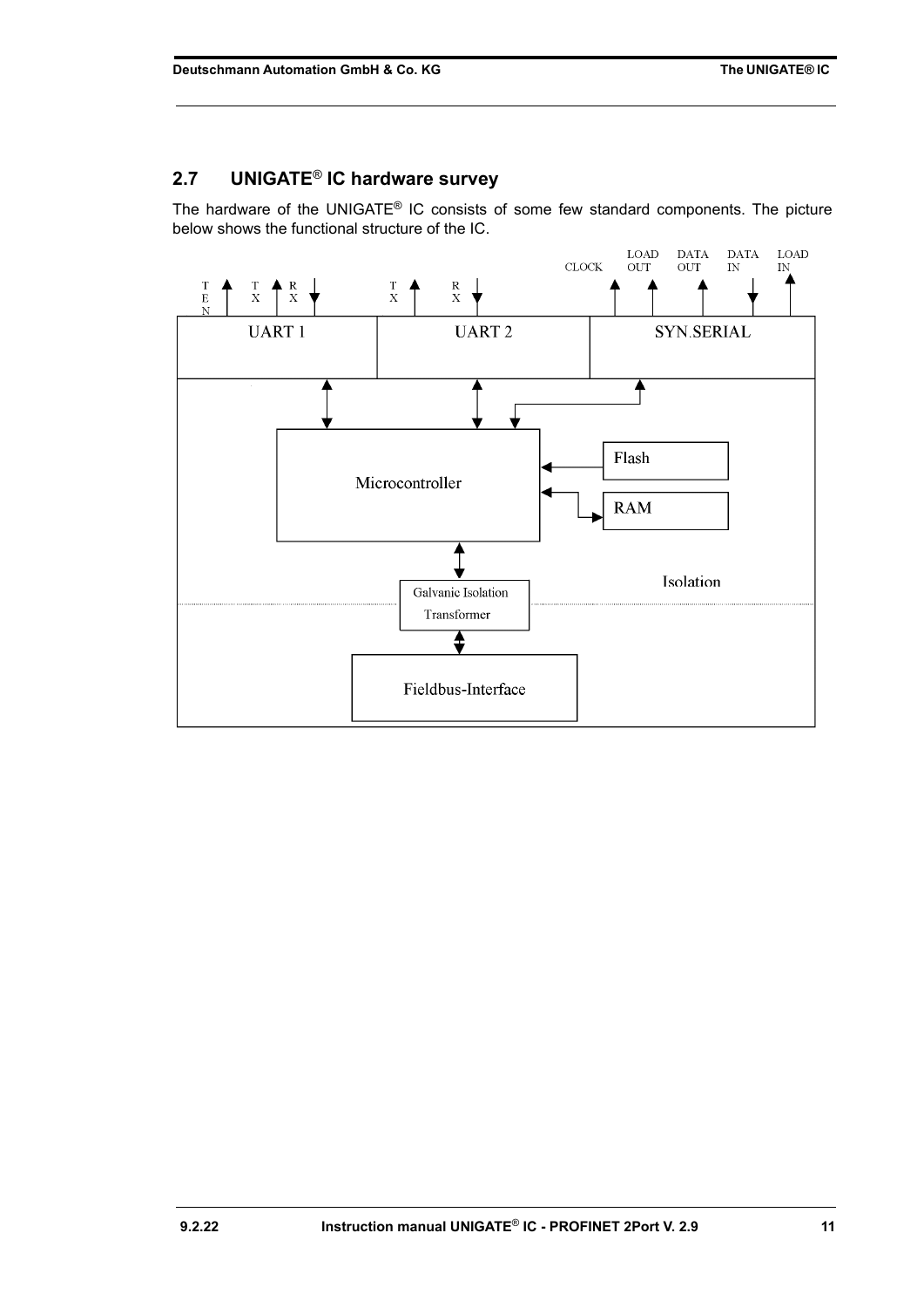## 2.7 UNIGATE® IC hardware survey

The hardware of the UNIGATE® IC consists of some few standard components. The picture below shows the functional structure of the IC.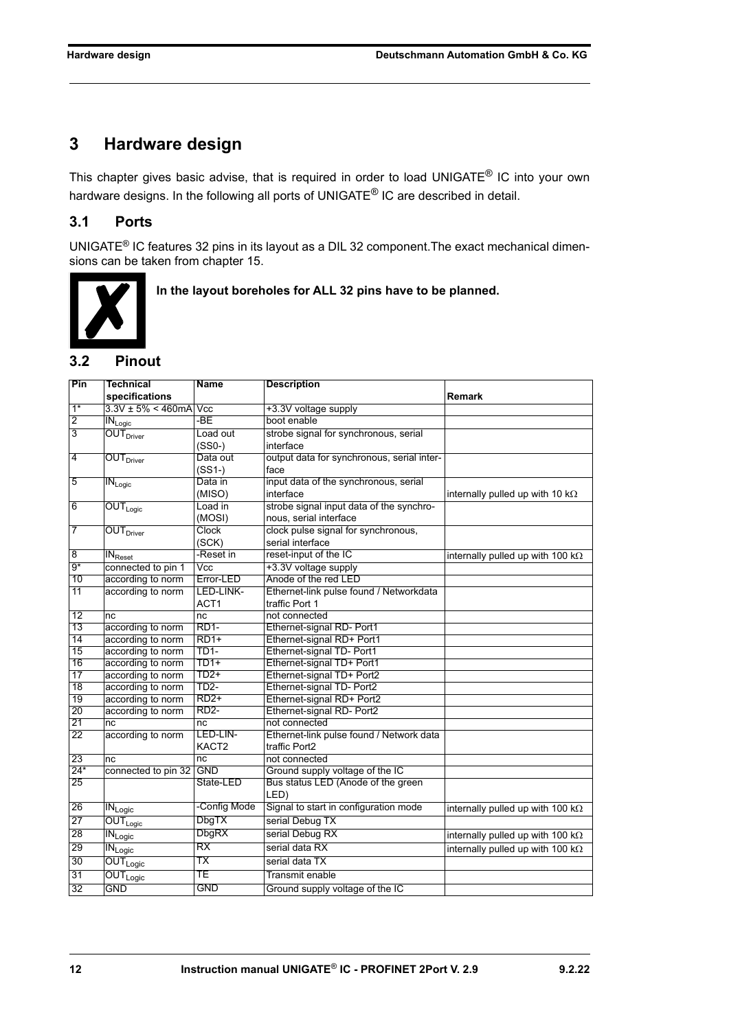# 3 Hardware design

This chapter gives basic advise, that is required in order to load UNIGATE® IC into your own hardware designs. In the following all ports of UNIGATE® IC are described in detail.

## 3.1 Ports

UNIGATE® IC features 32 pins in its layout as a DIL 32 component.The exact mechanical dimensions can be taken from chapter 15.

**In the layout boreholes for ALL 32 pins have to be planned.**

## 3.2 Pinout

| Pin | Technical specifications | Name | Description | Remark |
|---|---|---|---|---|
| 1* | 3.3V ± 5% < 460mA | Vcc | +3.3V voltage supply | |
| 2 | $IN_{Logic}$ | -BE | boot enable | |
| 3 | $OUT_{Driver}$ | Load out (SS0-) | strobe signal for synchronous, serial interface | |
| 4 | $OUT_{Driver}$ | Data out (SS1-) | output data for synchronous, serial interface | |
| 5 | $IN_{Logic}$ | Data in (MISO) | input data of the synchronous, serial interface | internally pulled up with 10 kΩ |
| 6 | $OUT_{Logic}$ | Load in (MOSI) | strobe signal input data of the synchronous, serial interface | |
| 7 | $OUT_{Driver}$ | Clock (SCK) | clock pulse signal for synchronous, serial interface | |
| 8 | $IN_{Reset}$ | -Reset in | reset-input of the IC | internally pulled up with 100 kΩ |
| 9* | connected to pin 1 | Vcc | +3.3V voltage supply | |
| 10 | according to norm | Error-LED | Anode of the red LED | |
| 11 | according to norm | LED-LINK-ACT1 | Ethernet-link pulse found / Networkdata traffic Port 1 | |
| 12 | nc | nc | not connected | |
| 13 | according to norm | RD1- | Ethernet-signal RD- Port1 | |
| 14 | according to norm | RD1+ | Ethernet-signal RD+ Port1 | |
| 15 | according to norm | TD1- | Ethernet-signal TD- Port1 | |
| 16 | according to norm | TD1+ | Ethernet-signal TD+ Port1 | |
| 17 | according to norm | TD2+ | Ethernet-signal TD+ Port2 | |
| 18 | according to norm | TD2- | Ethernet-signal TD- Port2 | |
| 19 | according to norm | RD2+ | Ethernet-signal RD+ Port2 | |
| 20 | according to norm | RD2- | Ethernet-signal RD- Port2 | |
| 21 | nc | nc | not connected | |
| 22 | according to norm | LED-LIN-KACT2 | Ethernet-link pulse found / Network data traffic Port2 | |
| 23 | nc | nc | not connected | |
| 24* | connected to pin 32 | GND | Ground supply voltage of the IC | |
| 25 | | State-LED | Bus status LED (Anode of the green LED) | |
| 26 | $IN_{Logic}$ | -Config Mode | Signal to start in configuration mode | internally pulled up with 100 kΩ |
| 27 | $OUT_{Logic}$ | DbgTX | serial Debug TX | |
| 28 | $IN_{Logic}$ | DbgRX | serial Debug RX | internally pulled up with 100 kΩ |
| 29 | $IN_{Logic}$ | RX | serial data RX | internally pulled up with 100 kΩ |
| 30 | $OUT_{Logic}$ | TX | serial data TX | |
| 31 | $OUT_{Logic}$ | TE | Transmit enable | |
| 32 | GND | GND | Ground supply voltage of the IC | |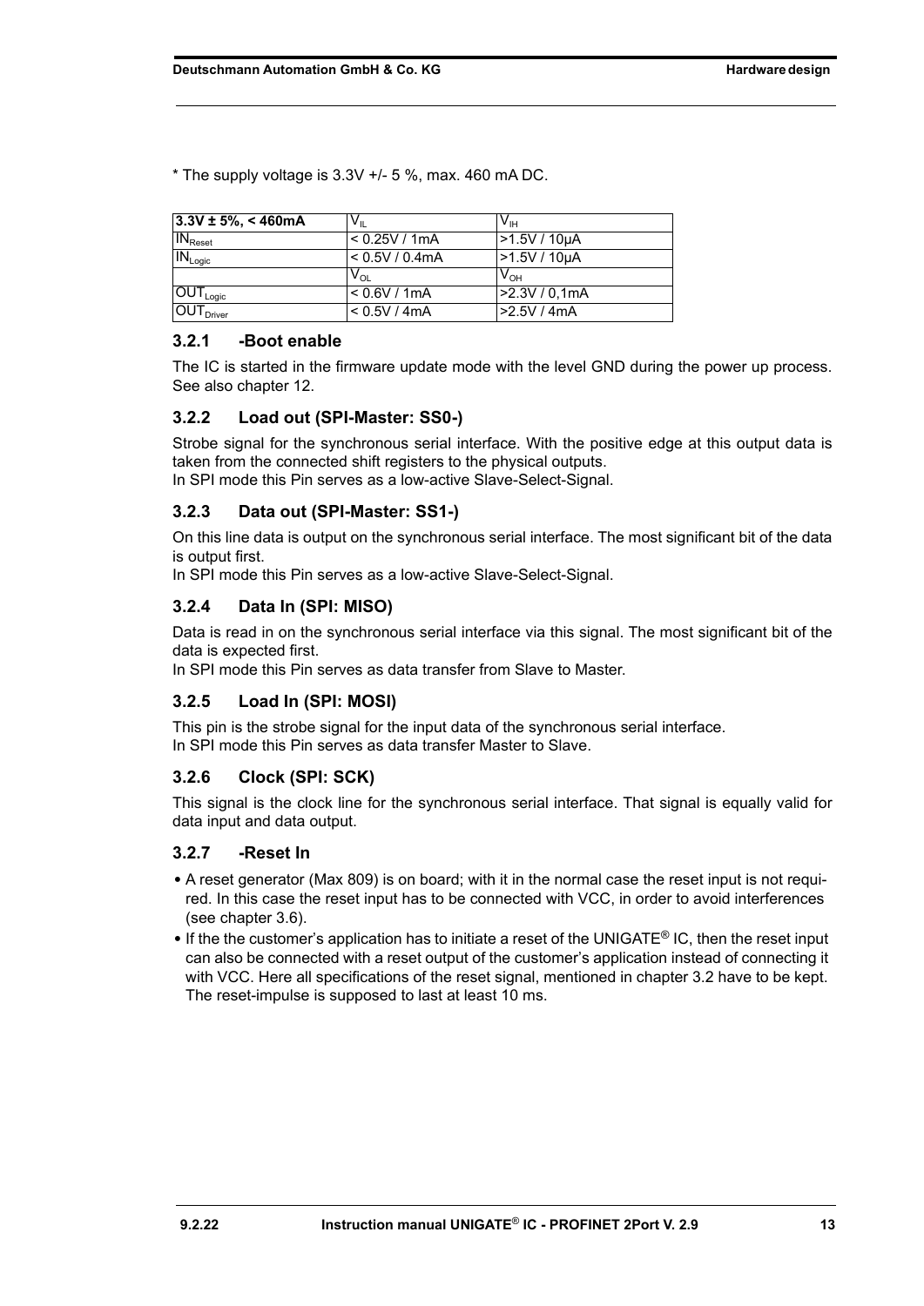* The supply voltage is 3.3V +/- 5 %, max. 460 mA DC.

| **3.3V ± 5%, < 460mA** | $V_{IL}$ | $V_{IH}$ |
|---|---|---|
| $IN_{Reset}$ | < 0.25V / 1mA | >1.5V / 10µA |
| $IN_{Logic}$ | < 0.5V / 0.4mA | >1.5V / 10µA |
| | $V_{OL}$ | $V_{OH}$ |
| $OUT_{Logic}$ | < 0.6V / 1mA | >2.3V / 0,1mA |
| $OUT_{Driver}$ | < 0.5V / 4mA | >2.5V / 4mA |

### 3.2.1 -Boot enable

The IC is started in the firmware update mode with the level GND during the power up process. See also chapter 12.

### 3.2.2 Load out (SPI-Master: SS0-)

Strobe signal for the synchronous serial interface. With the positive edge at this output data is taken from the connected shift registers to the physical outputs.
In SPI mode this Pin serves as a low-active Slave-Select-Signal.

### 3.2.3 Data out (SPI-Master: SS1-)

On this line data is output on the synchronous serial interface. The most significant bit of the data is output first.
In SPI mode this Pin serves as a low-active Slave-Select-Signal.

### 3.2.4 Data In (SPI: MISO)

Data is read in on the synchronous serial interface via this signal. The most significant bit of the data is expected first.
In SPI mode this Pin serves as data transfer from Slave to Master.

### 3.2.5 Load In (SPI: MOSI)

This pin is the strobe signal for the input data of the synchronous serial interface.
In SPI mode this Pin serves as data transfer Master to Slave.

### 3.2.6 Clock (SPI: SCK)

This signal is the clock line for the synchronous serial interface. That signal is equally valid for data input and data output.

### 3.2.7 -Reset In

- A reset generator (Max 809) is on board; with it in the normal case the reset input is not required. In this case the reset input has to be connected with VCC, in order to avoid interferences (see chapter 3.6).
- If the the customer's application has to initiate a reset of the UNIGATE® IC, then the reset input can also be connected with a reset output of the customer's application instead of connecting it with VCC. Here all specifications of the reset signal, mentioned in chapter 3.2 have to be kept. The reset-impulse is supposed to last at least 10 ms.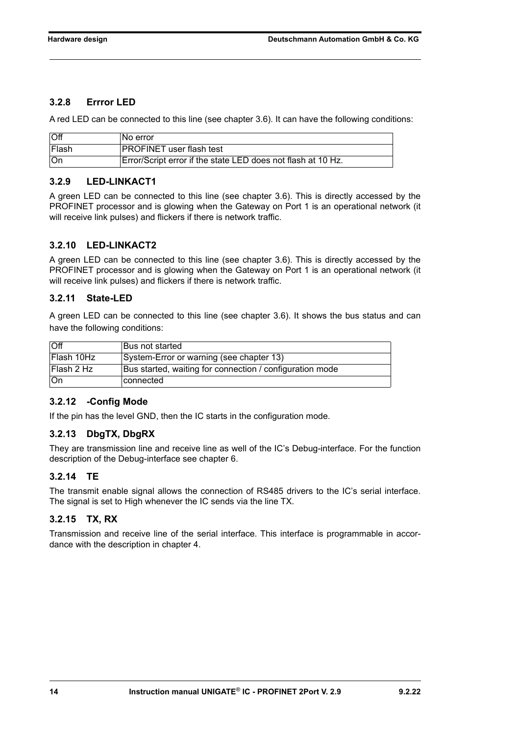### 3.2.8 Errror LED

A red LED can be connected to this line (see chapter 3.6). It can have the following conditions:

| Off | No error |
|---|---|
| Flash | PROFINET user flash test |
| On | Error/Script error if the state LED does not flash at 10 Hz. |

### 3.2.9 LED-LINKACT1

A green LED can be connected to this line (see chapter 3.6). This is directly accessed by the PROFINET processor and is glowing when the Gateway on Port 1 is an operational network (it will receive link pulses) and flickers if there is network traffic.

### 3.2.10 LED-LINKACT2

A green LED can be connected to this line (see chapter 3.6). This is directly accessed by the PROFINET processor and is glowing when the Gateway on Port 1 is an operational network (it will receive link pulses) and flickers if there is network traffic.

### 3.2.11 State-LED

A green LED can be connected to this line (see chapter 3.6). It shows the bus status and can have the following conditions:

| Off | Bus not started |
|---|---|
| Flash 10Hz | System-Error or warning (see chapter 13) |
| Flash 2 Hz | Bus started, waiting for connection / configuration mode |
| On | connected |

### 3.2.12 -Config Mode

If the pin has the level GND, then the IC starts in the configuration mode.

### 3.2.13 DbgTX, DbgRX

They are transmission line and receive line as well of the IC's Debug-interface. For the function description of the Debug-interface see chapter 6.

### 3.2.14 TE

The transmit enable signal allows the connection of RS485 drivers to the IC's serial interface. The signal is set to High whenever the IC sends via the line TX.

### 3.2.15 TX, RX

Transmission and receive line of the serial interface. This interface is programmable in accordance with the description in chapter 4.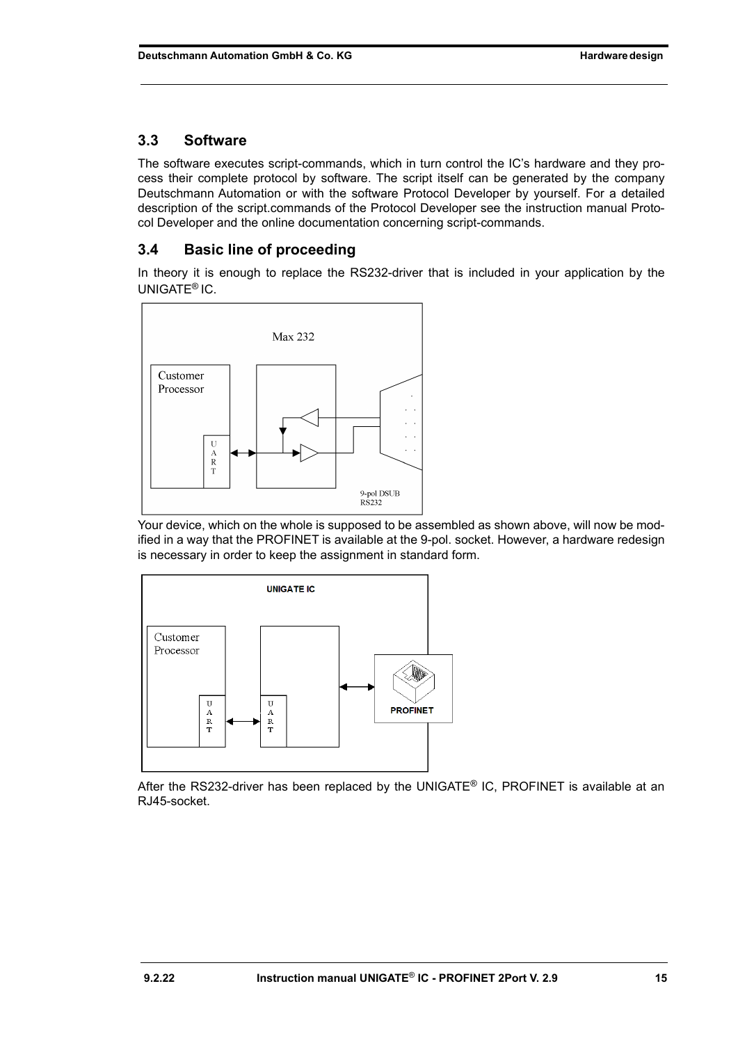## 3.3 Software

The software executes script-commands, which in turn control the IC's hardware and they process their complete protocol by software. The script itself can be generated by the company Deutschmann Automation or with the software Protocol Developer by yourself. For a detailed description of the script.commands of the Protocol Developer see the instruction manual Protocol Developer and the online documentation concerning script-commands.

## 3.4 Basic line of proceeding

In theory it is enough to replace the RS232-driver that is included in your application by the UNIGATE® IC.

Your device, which on the whole is supposed to be assembled as shown above, will now be modified in a way that the PROFINET is available at the 9-pol. socket. However, a hardware redesign is necessary in order to keep the assignment in standard form.

After the RS232-driver has been replaced by the UNIGATE® IC, PROFINET is available at an RJ45-socket.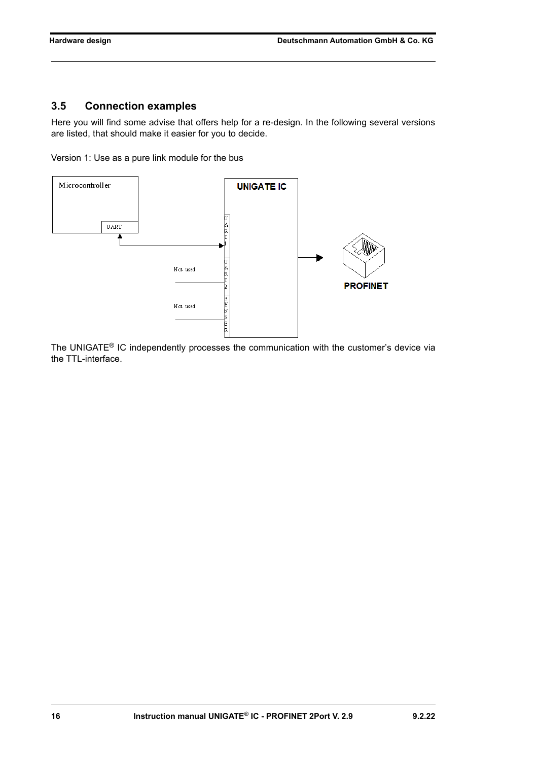## 3.5 Connection examples

Here you will find some advise that offers help for a re-design. In the following several versions are listed, that should make it easier for you to decide.

Version 1: Use as a pure link module for the bus

Microcontroller

UART

UNIGATE IC

UART1

UART2

SYNSER

Not used

Not used

PROFINET

The UNIGATE® IC independently processes the communication with the customer's device via the TTL-interface.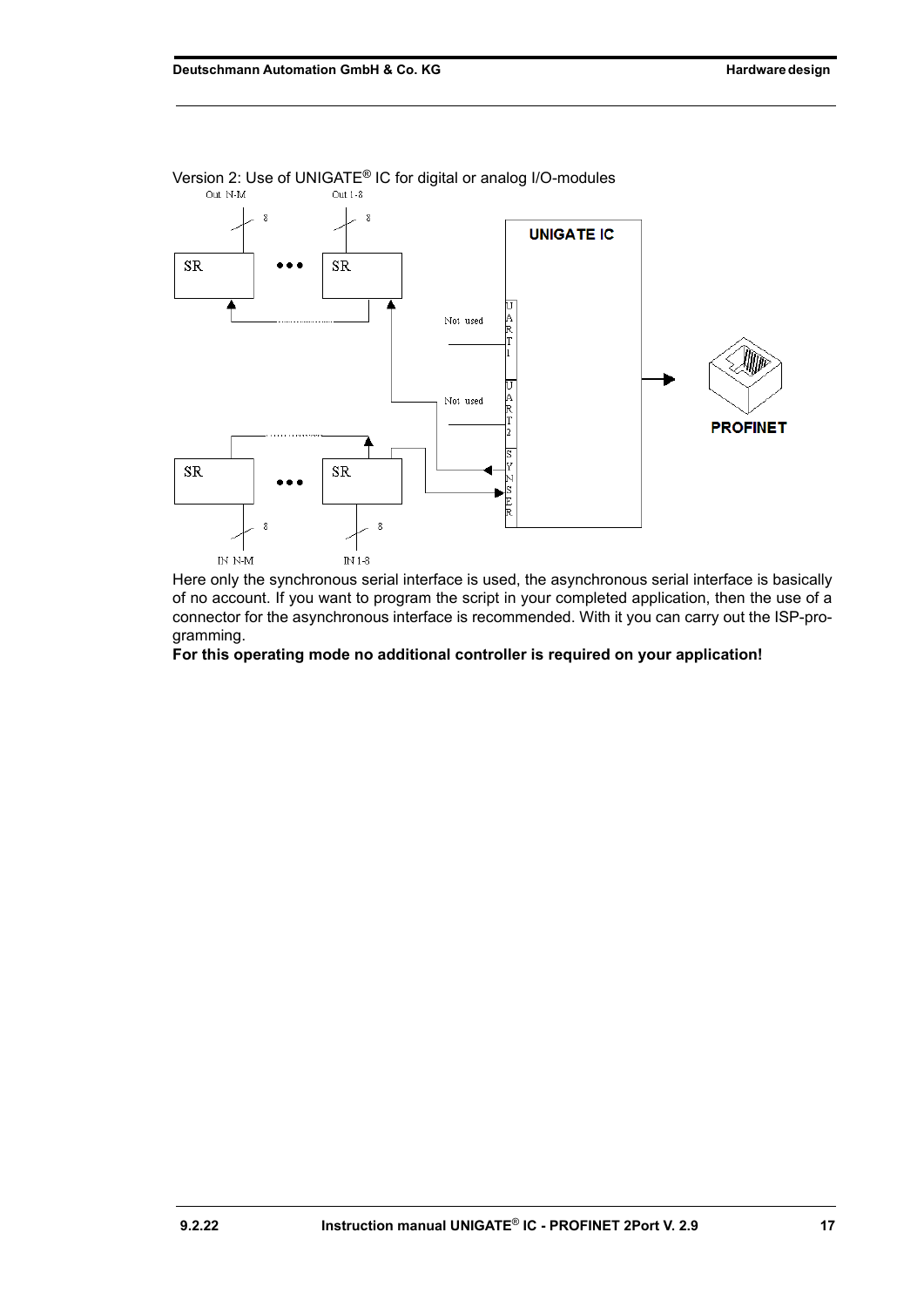Version 2: Use of UNIGATE® IC for digital or analog I/O-modules

Here only the synchronous serial interface is used, the asynchronous serial interface is basically of no account. If you want to program the script in your completed application, then the use of a connector for the asynchronous interface is recommended. With it you can carry out the ISP-programming.

**For this operating mode no additional controller is required on your application!**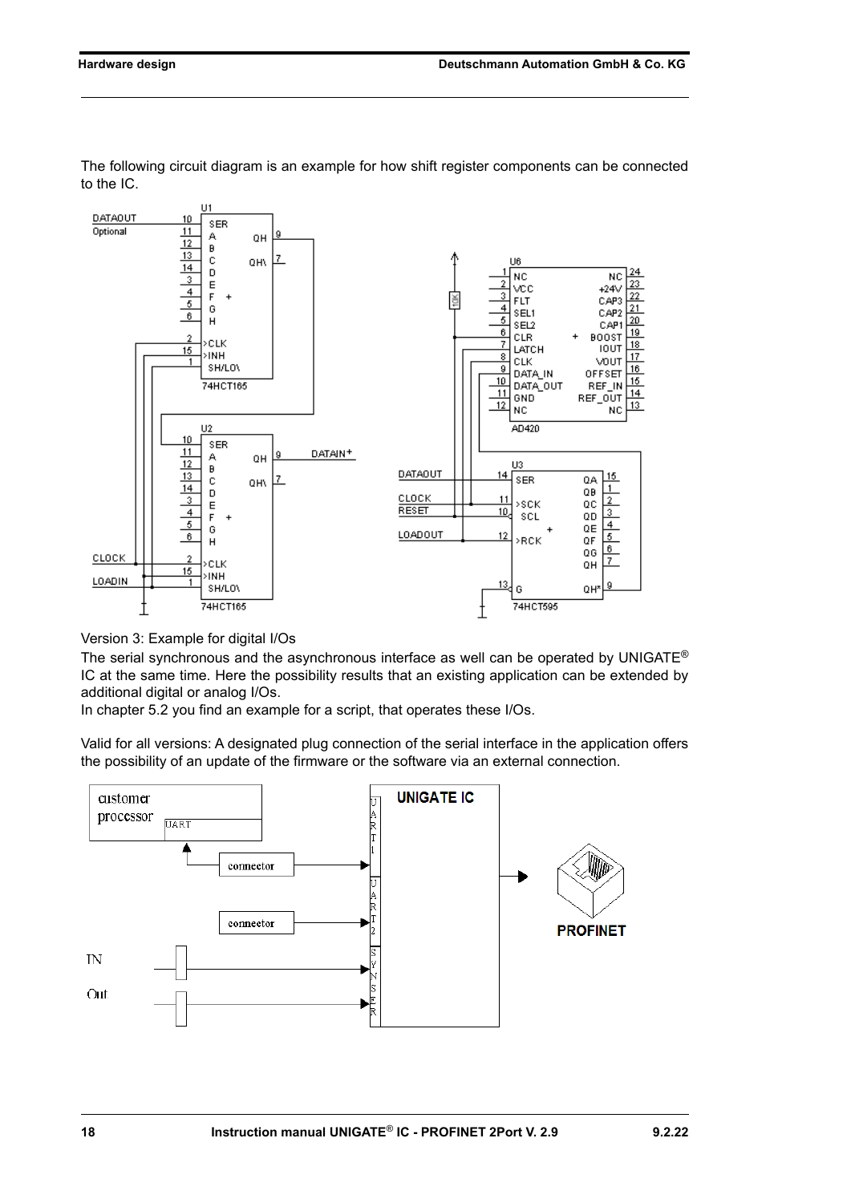The following circuit diagram is an example for how shift register components can be connected to the IC.

Version 3: Example for digital I/Os

The serial synchronous and the asynchronous interface as well can be operated by UNIGATE® IC at the same time. Here the possibility results that an existing application can be extended by additional digital or analog I/Os.

In chapter 5.2 you find an example for a script, that operates these I/Os.

Valid for all versions: A designated plug connection of the serial interface in the application offers the possibility of an update of the firmware or the software via an external connection.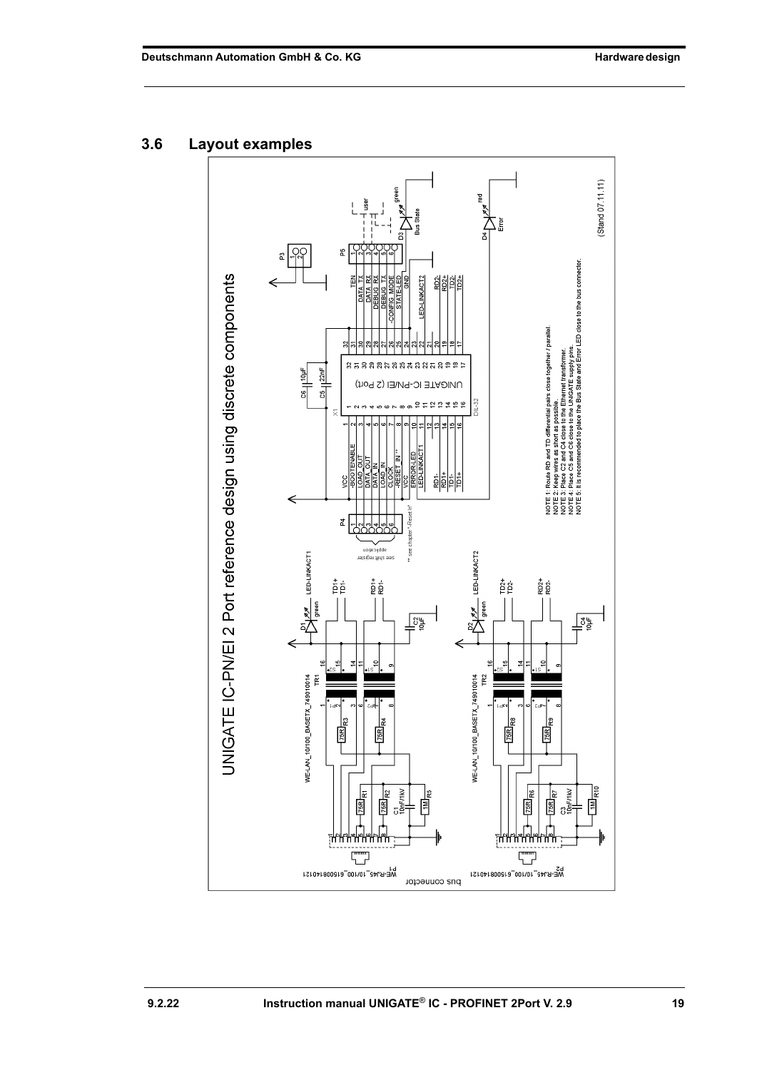## 3.6 Layout examples

UNIGATE IC-PN/EI 2 Port reference design using discrete components

NOTE 1: Route RD and TD differential pairs close together / parallel.
NOTE 2: Keep wires as short as possible.
NOTE 3: Place C2 and C4 close to the Ethernet transformer.
NOTE 4: Place C5 and C6 close to the UNIGATE supply pins.
NOTE 5: It is recommended to place the Bus State and Error LED close to the bus connector.

(Stand 07.11.11)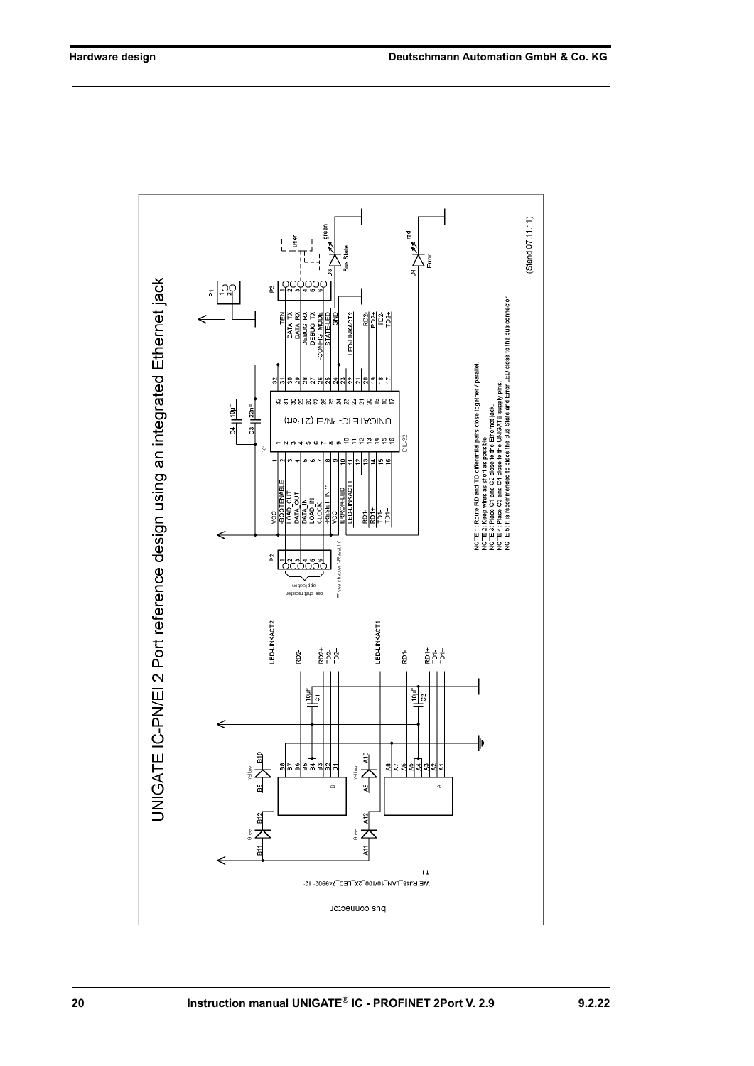# UNIGATE IC-PN/EI 2 Port reference design using an integrated Ethernet jack

NOTE 1: Route RD and TD differential pairs close together / parallel.
NOTE 2: Keep wires as short as possible.
NOTE 3: Place C1 and C2 close to the Ethernet jack.
NOTE 4: Place C3 and C4 close to the UNIGATE supply pins.
NOTE 5: It is recommended to place the Bus State and Error LED close to the bus connector.

(Stand 07.11.11)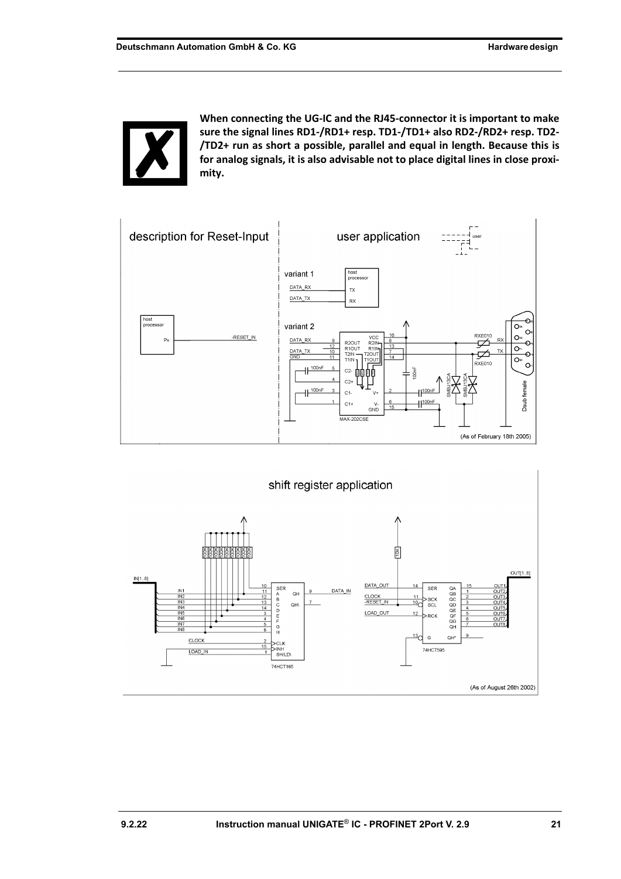**When connecting the UG-IC and the RJ45-connector it is important to make sure the signal lines RD1-/RD1+ resp. TD1-/TD1+ also RD2-/RD2+ resp. TD2-/TD2+ run as short a possible, parallel and equal in length. Because this is for analog signals, it is also advisable not to place digital lines in close proximity.**

description for Reset-Input

user application

(As of February 18th 2005)

shift register application

(As of August 26th 2002)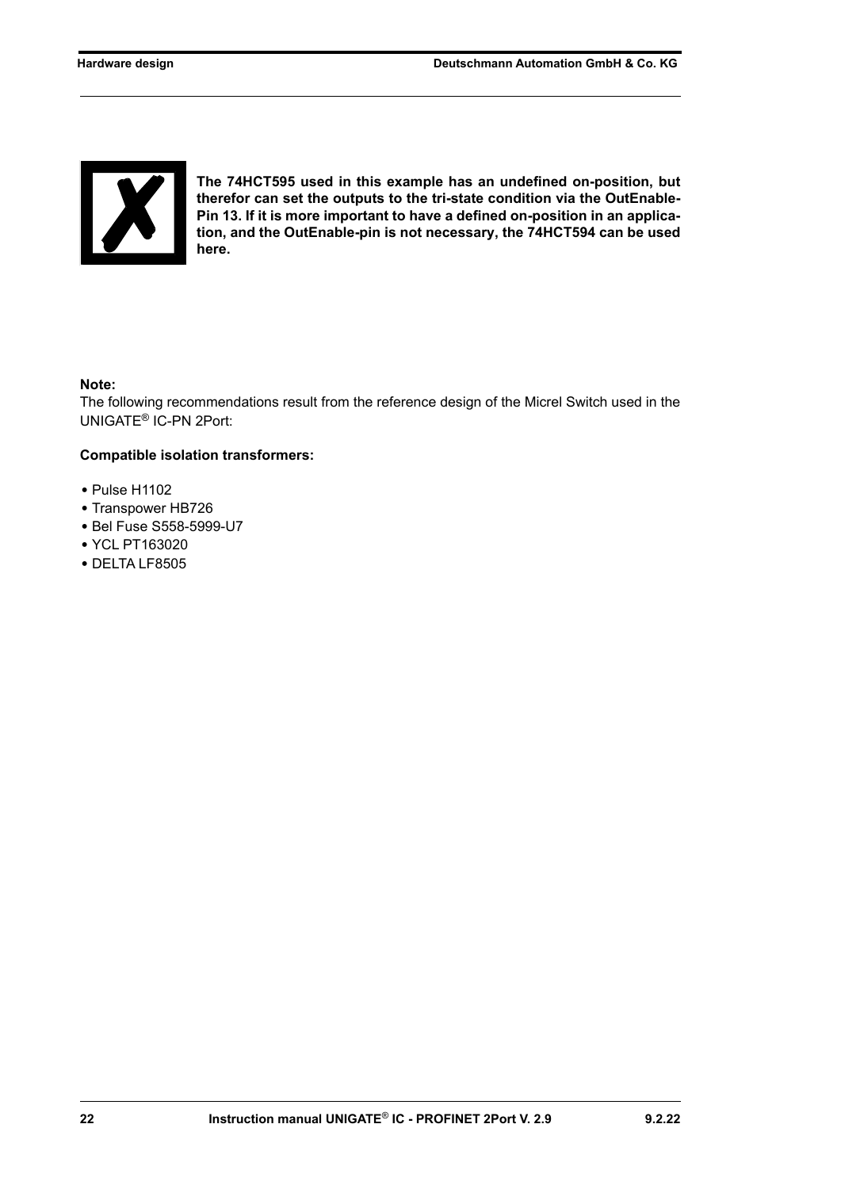**The 74HCT595 used in this example has an undefined on-position, but therefor can set the outputs to the tri-state condition via the OutEnable-Pin 13. If it is more important to have a defined on-position in an application, and the OutEnable-pin is not necessary, the 74HCT594 can be used here.**

**Note:**

The following recommendations result from the reference design of the Micrel Switch used in the UNIGATE® IC-PN 2Port:

**Compatible isolation transformers:**

- Pulse H1102
- Transpower HB726
- Bel Fuse S558-5999-U7
- YCL PT163020
- DELTA LF8505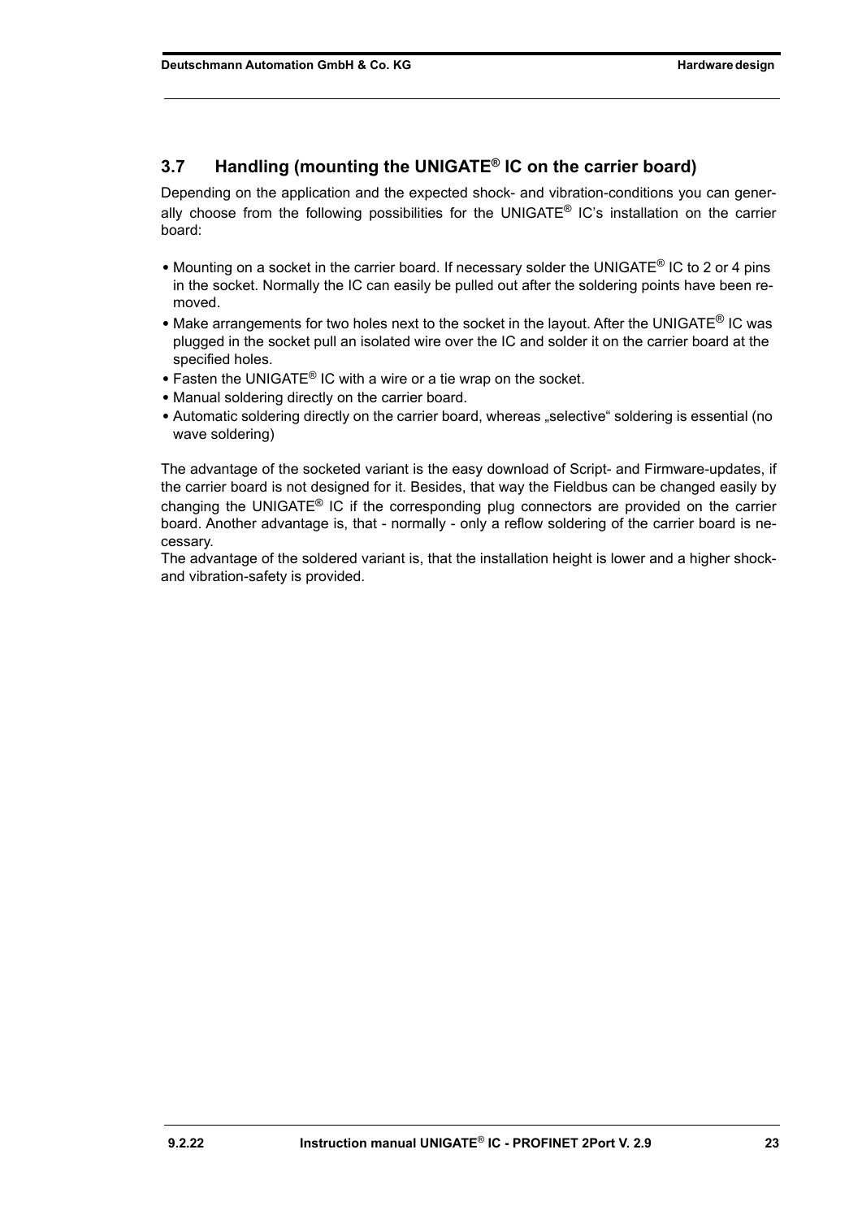## 3.7 Handling (mounting the UNIGATE® IC on the carrier board)

Depending on the application and the expected shock- and vibration-conditions you can generally choose from the following possibilities for the UNIGATE® IC's installation on the carrier board:

- Mounting on a socket in the carrier board. If necessary solder the UNIGATE® IC to 2 or 4 pins in the socket. Normally the IC can easily be pulled out after the soldering points have been removed.
- Make arrangements for two holes next to the socket in the layout. After the UNIGATE® IC was plugged in the socket pull an isolated wire over the IC and solder it on the carrier board at the specified holes.
- Fasten the UNIGATE® IC with a wire or a tie wrap on the socket.
- Manual soldering directly on the carrier board.
- Automatic soldering directly on the carrier board, whereas „selective" soldering is essential (no wave soldering)

The advantage of the socketed variant is the easy download of Script- and Firmware-updates, if the carrier board is not designed for it. Besides, that way the Fieldbus can be changed easily by changing the UNIGATE® IC if the corresponding plug connectors are provided on the carrier board. Another advantage is, that - normally - only a reflow soldering of the carrier board is necessary.
The advantage of the soldered variant is, that the installation height is lower and a higher shock- and vibration-safety is provided.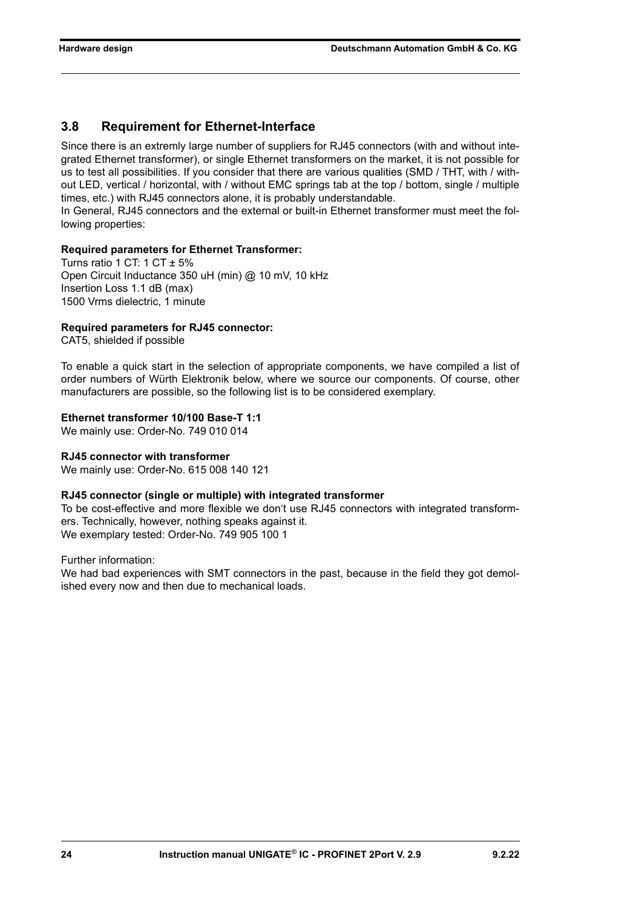## 3.8 Requirement for Ethernet-Interface

Since there is an extremly large number of suppliers for RJ45 connectors (with and without integrated Ethernet transformer), or single Ethernet transformers on the market, it is not possible for us to test all possibilities. If you consider that there are various qualities (SMD / THT, with / without LED, vertical / horizontal, with / without EMC springs tab at the top / bottom, single / multiple times, etc.) with RJ45 connectors alone, it is probably understandable.
In General, RJ45 connectors and the external or built-in Ethernet transformer must meet the following properties:

**Required parameters for Ethernet Transformer:**
Turns ratio 1 CT: 1 CT ± 5%
Open Circuit Inductance 350 uH (min) @ 10 mV, 10 kHz
Insertion Loss 1.1 dB (max)
1500 Vrms dielectric, 1 minute

**Required parameters for RJ45 connector:**
CAT5, shielded if possible

To enable a quick start in the selection of appropriate components, we have compiled a list of order numbers of Würth Elektronik below, where we source our components. Of course, other manufacturers are possible, so the following list is to be considered exemplary.

**Ethernet transformer 10/100 Base-T 1:1**
We mainly use: Order-No. 749 010 014

**RJ45 connector with transformer**
We mainly use: Order-No. 615 008 140 121

**RJ45 connector (single or multiple) with integrated transformer**
To be cost-effective and more flexible we don't use RJ45 connectors with integrated transformers. Technically, however, nothing speaks against it.
We exemplary tested: Order-No. 749 905 100 1

Further information:
We had bad experiences with SMT connectors in the past, because in the field they got demolished every now and then due to mechanical loads.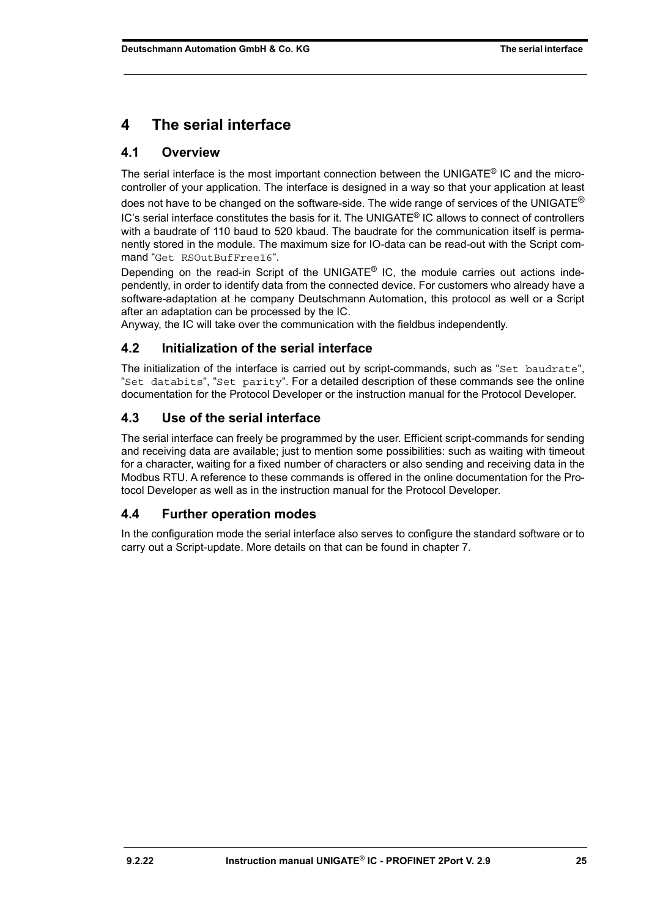# 4 The serial interface

## 4.1 Overview

The serial interface is the most important connection between the UNIGATE® IC and the microcontroller of your application. The interface is designed in a way so that your application at least does not have to be changed on the software-side. The wide range of services of the UNIGATE® IC's serial interface constitutes the basis for it. The UNIGATE® IC allows to connect of controllers with a baudrate of 110 baud to 520 kbaud. The baudrate for the communication itself is permanently stored in the module. The maximum size for IO-data can be read-out with the Script command "`Get RSOutBufFree16`".

Depending on the read-in Script of the UNIGATE® IC, the module carries out actions independently, in order to identify data from the connected device. For customers who already have a software-adaptation at he company Deutschmann Automation, this protocol as well or a Script after an adaptation can be processed by the IC.

Anyway, the IC will take over the communication with the fieldbus independently.

## 4.2 Initialization of the serial interface

The initialization of the interface is carried out by script-commands, such as "`Set baudrate`", "`Set databits`", "`Set parity`". For a detailed description of these commands see the online documentation for the Protocol Developer or the instruction manual for the Protocol Developer.

## 4.3 Use of the serial interface

The serial interface can freely be programmed by the user. Efficient script-commands for sending and receiving data are available; just to mention some possibilities: such as waiting with timeout for a character, waiting for a fixed number of characters or also sending and receiving data in the Modbus RTU. A reference to these commands is offered in the online documentation for the Protocol Developer as well as in the instruction manual for the Protocol Developer.

## 4.4 Further operation modes

In the configuration mode the serial interface also serves to configure the standard software or to carry out a Script-update. More details on that can be found in chapter 7.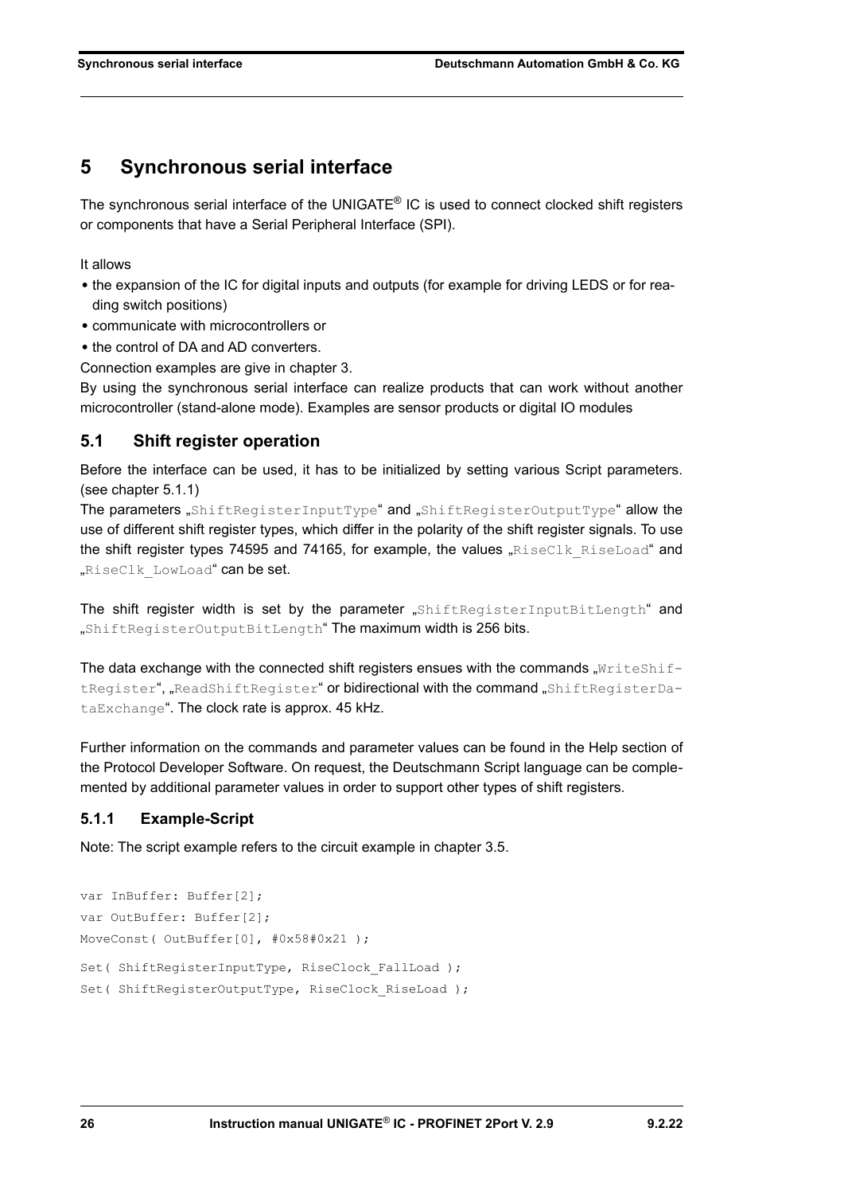# 5 Synchronous serial interface

The synchronous serial interface of the UNIGATE® IC is used to connect clocked shift registers or components that have a Serial Peripheral Interface (SPI).

It allows

- the expansion of the IC for digital inputs and outputs (for example for driving LEDS or for reading switch positions)
- communicate with microcontrollers or
- the control of DA and AD converters.

Connection examples are give in chapter 3.

By using the synchronous serial interface can realize products that can work without another microcontroller (stand-alone mode). Examples are sensor products or digital IO modules

## 5.1 Shift register operation

Before the interface can be used, it has to be initialized by setting various Script parameters. (see chapter 5.1.1)

The parameters „`ShiftRegisterInputType`“ and „`ShiftRegisterOutputType`“ allow the use of different shift register types, which differ in the polarity of the shift register signals. To use the shift register types 74595 and 74165, for example, the values „`RiseClk_RiseLoad`“ and „`RiseClk_LowLoad`“ can be set.

The shift register width is set by the parameter „`ShiftRegisterInputBitLength`“ and „`ShiftRegisterOutputBitLength`“ The maximum width is 256 bits.

The data exchange with the connected shift registers ensues with the commands „`WriteShiftRegister`“, „`ReadShiftRegister`“ or bidirectional with the command „`ShiftRegisterDataExchange`“. The clock rate is approx. 45 kHz.

Further information on the commands and parameter values can be found in the Help section of the Protocol Developer Software. On request, the Deutschmann Script language can be complemented by additional parameter values in order to support other types of shift registers.

### 5.1.1 Example-Script

Note: The script example refers to the circuit example in chapter 3.5.

```
var InBuffer: Buffer[2];
var OutBuffer: Buffer[2];
MoveConst( OutBuffer[0], #0x58#0x21 );
Set( ShiftRegisterInputType, RiseClock_FallLoad );
Set( ShiftRegisterOutputType, RiseClock_RiseLoad );
```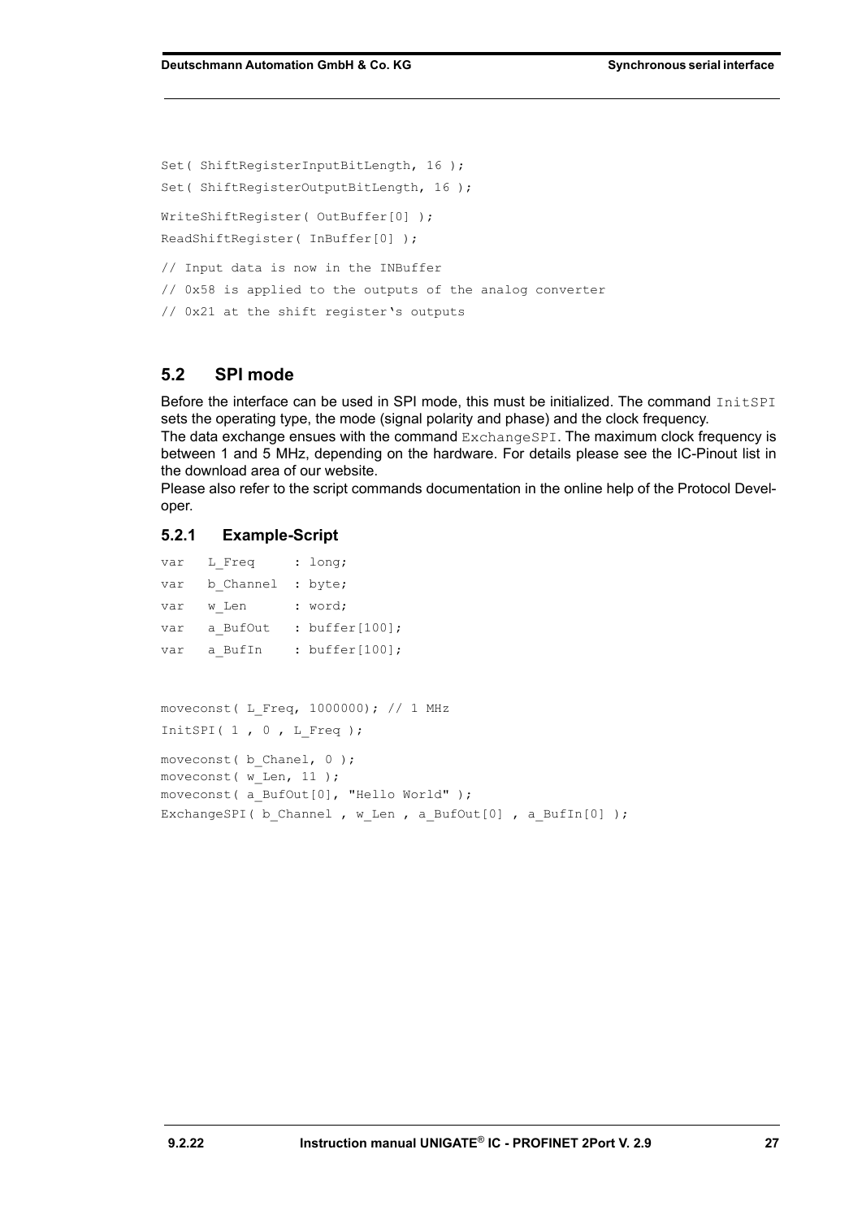```
Set( ShiftRegisterInputBitLength, 16 );
Set( ShiftRegisterOutputBitLength, 16 );
WriteShiftRegister( OutBuffer[0] );
ReadShiftRegister( InBuffer[0] );
// Input data is now in the INBuffer
// 0x58 is applied to the outputs of the analog converter
// 0x21 at the shift register's outputs
```

## 5.2 SPI mode

Before the interface can be used in SPI mode, this must be initialized. The command `InitSPI` sets the operating type, the mode (signal polarity and phase) and the clock frequency.
The data exchange ensues with the command `ExchangeSPI`. The maximum clock frequency is between 1 and 5 MHz, depending on the hardware. For details please see the IC-Pinout list in the download area of our website.
Please also refer to the script commands documentation in the online help of the Protocol Developer.

### 5.2.1 Example-Script

```
var   L_Freq     : long;
var   b_Channel  : byte;
var   w_Len      : word;
var   a_BufOut   : buffer[100];
var   a_BufIn    : buffer[100];


moveconst( L_Freq, 1000000); // 1 MHz
InitSPI( 1 , 0 , L_Freq );
moveconst( b_Chanel, 0 );
moveconst( w_Len, 11 );
moveconst( a_BufOut[0], "Hello World" );
ExchangeSPI( b_Channel , w_Len , a_BufOut[0] , a_BufIn[0] );
```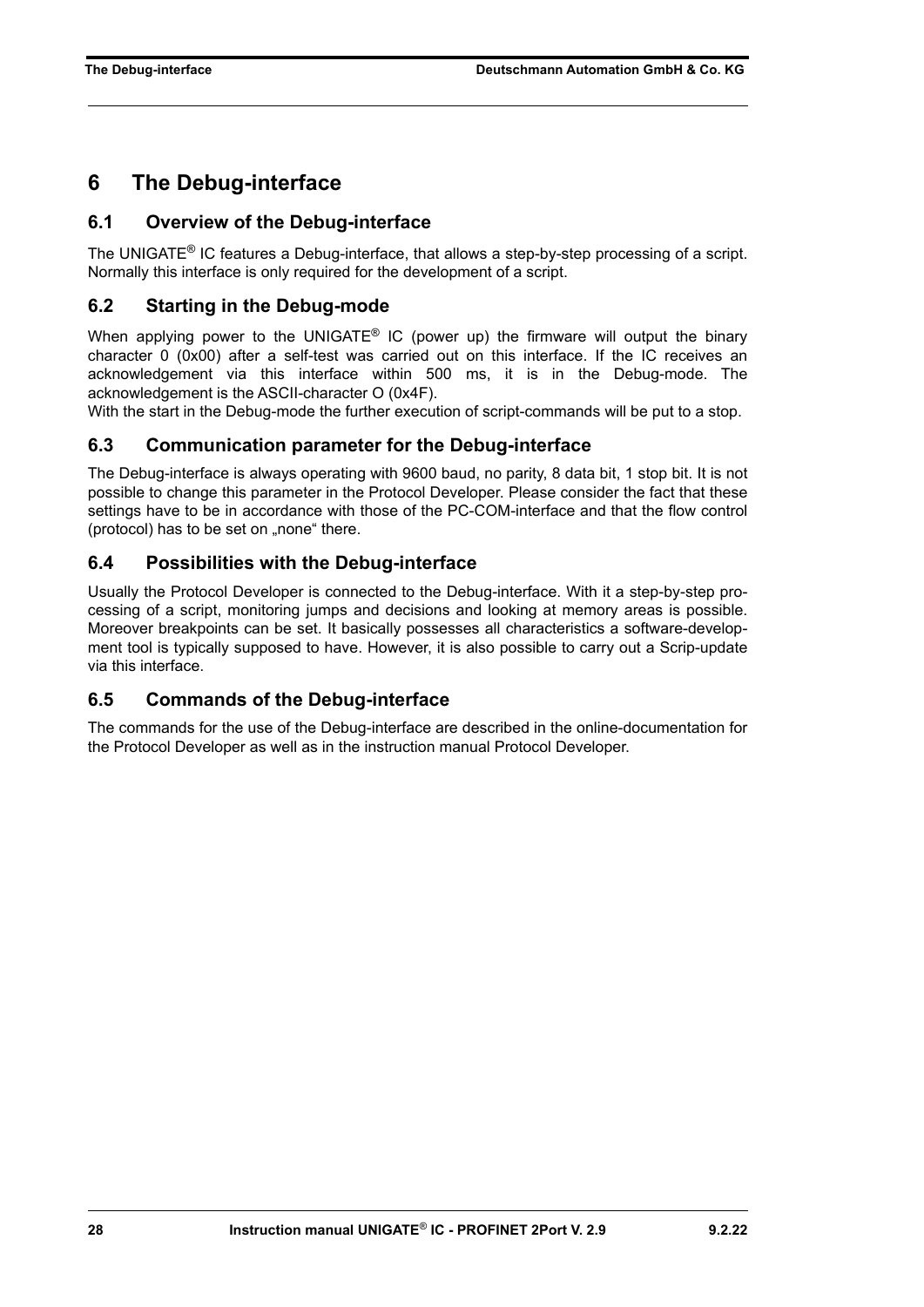# 6 The Debug-interface

## 6.1 Overview of the Debug-interface

The UNIGATE® IC features a Debug-interface, that allows a step-by-step processing of a script. Normally this interface is only required for the development of a script.

## 6.2 Starting in the Debug-mode

When applying power to the UNIGATE® IC (power up) the firmware will output the binary character 0 (0x00) after a self-test was carried out on this interface. If the IC receives an acknowledgement via this interface within 500 ms, it is in the Debug-mode. The acknowledgement is the ASCII-character O (0x4F).
With the start in the Debug-mode the further execution of script-commands will be put to a stop.

## 6.3 Communication parameter for the Debug-interface

The Debug-interface is always operating with 9600 baud, no parity, 8 data bit, 1 stop bit. It is not possible to change this parameter in the Protocol Developer. Please consider the fact that these settings have to be in accordance with those of the PC-COM-interface and that the flow control (protocol) has to be set on „none“ there.

## 6.4 Possibilities with the Debug-interface

Usually the Protocol Developer is connected to the Debug-interface. With it a step-by-step processing of a script, monitoring jumps and decisions and looking at memory areas is possible. Moreover breakpoints can be set. It basically possesses all characteristics a software-development tool is typically supposed to have. However, it is also possible to carry out a Scrip-update via this interface.

## 6.5 Commands of the Debug-interface

The commands for the use of the Debug-interface are described in the online-documentation for the Protocol Developer as well as in the instruction manual Protocol Developer.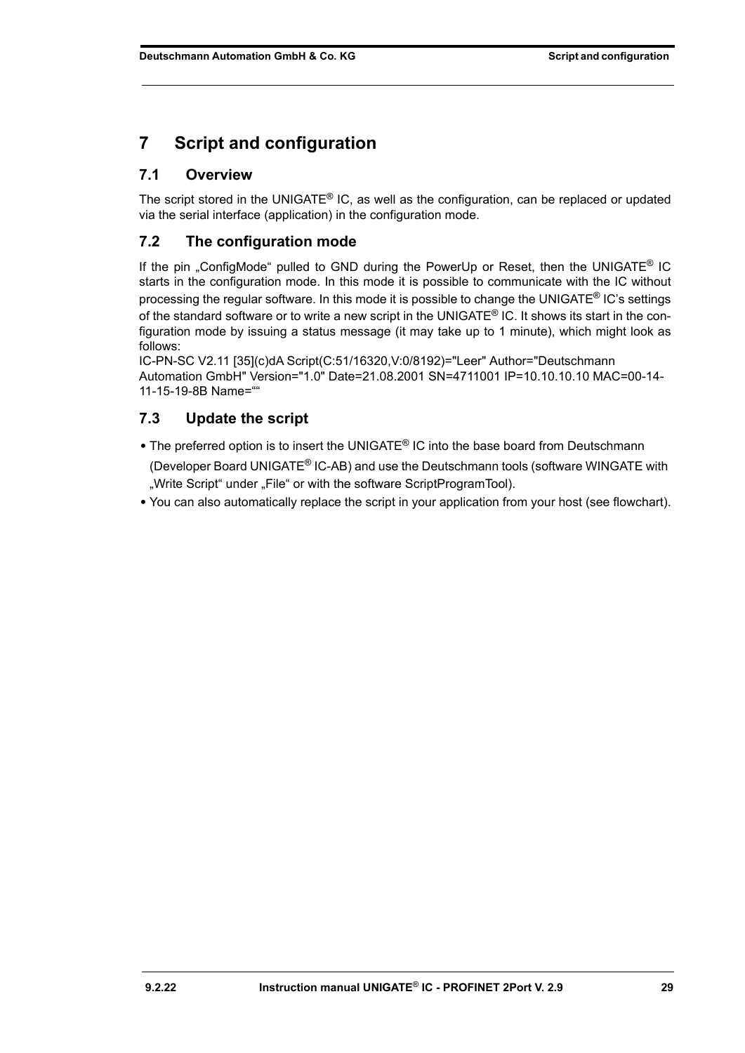# 7 Script and configuration

## 7.1 Overview

The script stored in the UNIGATE® IC, as well as the configuration, can be replaced or updated via the serial interface (application) in the configuration mode.

## 7.2 The configuration mode

If the pin „ConfigMode“ pulled to GND during the PowerUp or Reset, then the UNIGATE® IC starts in the configuration mode. In this mode it is possible to communicate with the IC without processing the regular software. In this mode it is possible to change the UNIGATE® IC’s settings of the standard software or to write a new script in the UNIGATE® IC. It shows its start in the configuration mode by issuing a status message (it may take up to 1 minute), which might look as follows:

IC-PN-SC V2.11 [35](c)dA Script(C:51/16320,V:0/8192)="Leer" Author="Deutschmann Automation GmbH" Version="1.0" Date=21.08.2001 SN=4711001 IP=10.10.10.10 MAC=00-14-11-15-19-8B Name=““

## 7.3 Update the script

- The preferred option is to insert the UNIGATE® IC into the base board from Deutschmann (Developer Board UNIGATE® IC-AB) and use the Deutschmann tools (software WINGATE with „Write Script“ under „File“ or with the software ScriptProgramTool).
- You can also automatically replace the script in your application from your host (see flowchart).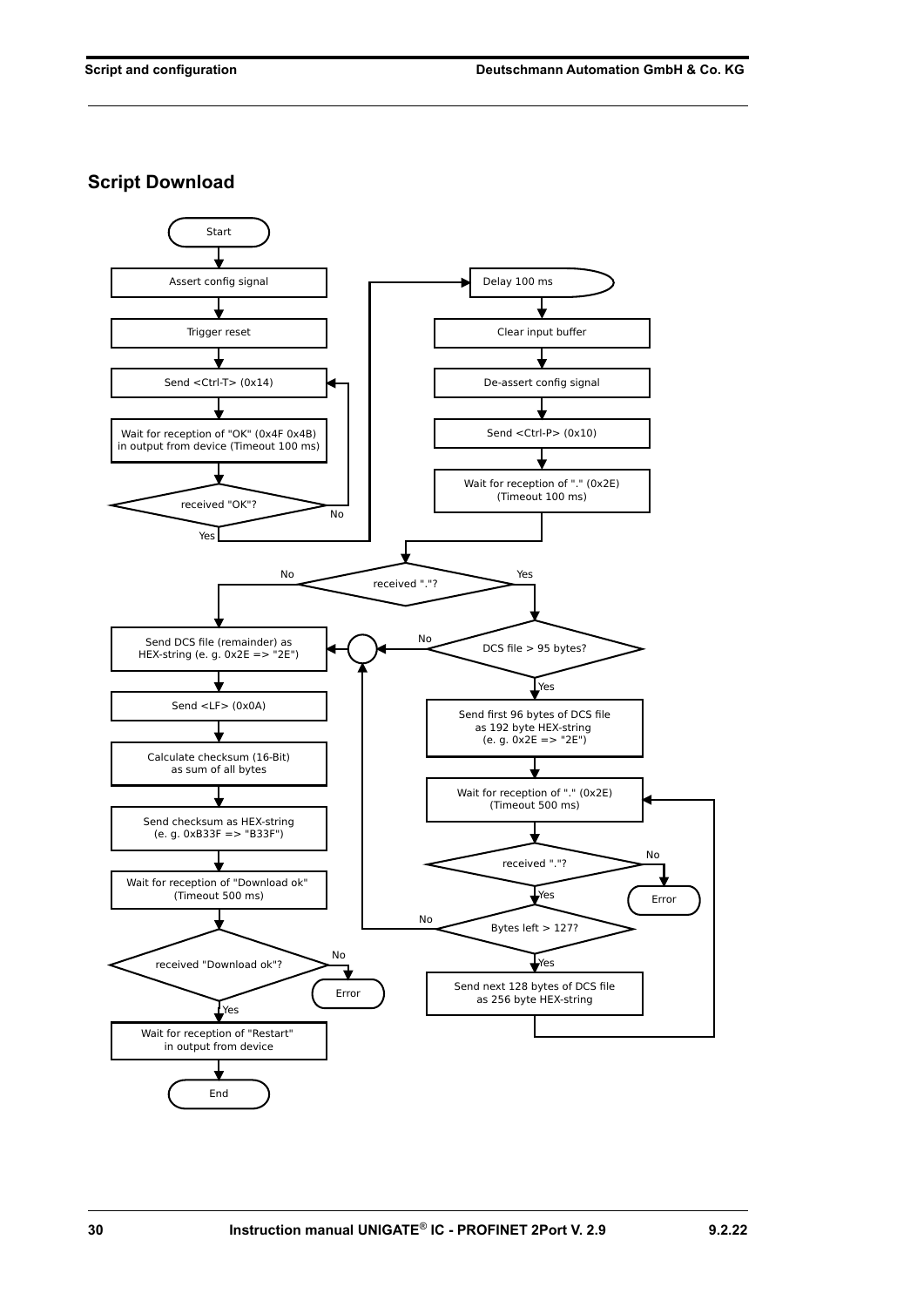## Script Download

- Start
- Assert config signal
- Trigger reset
- Send <Ctrl-T> (0x14)
- Wait for reception of "OK" (0x4F 0x4B) in output from device (Timeout 100 ms)
- received "OK"?
  - No → Send <Ctrl-T> (0x14)
  - Yes → Delay 100 ms
- Delay 100 ms
- Clear input buffer
- De-assert config signal
- Send <Ctrl-P> (0x10)
- Wait for reception of "." (0x2E) (Timeout 100 ms)
- received "."?
  - No → Send DCS file (remainder) as HEX-string
  - Yes → DCS file > 95 bytes?
- DCS file > 95 bytes?
  - No → Send DCS file (remainder) as HEX-string
  - Yes → Send first 96 bytes of DCS file as 192 byte HEX-string (e. g. 0x2E => "2E")
- Wait for reception of "." (0x2E) (Timeout 500 ms)
- received "."?
  - No → Error
  - Yes → Bytes left > 127?
- Bytes left > 127?
  - No → Send DCS file (remainder) as HEX-string
  - Yes → Send next 128 bytes of DCS file as 256 byte HEX-string → Wait for reception of "." (0x2E) (Timeout 500 ms)
- Send DCS file (remainder) as HEX-string (e. g. 0x2E => "2E")
- Send <LF> (0x0A)
- Calculate checksum (16-Bit) as sum of all bytes
- Send checksum as HEX-string (e. g. 0xB33F => "B33F")
- Wait for reception of "Download ok" (Timeout 500 ms)
- received "Download ok"?
  - No → Error
  - Yes → Wait for reception of "Restart" in output from device
- Wait for reception of "Restart" in output from device
- End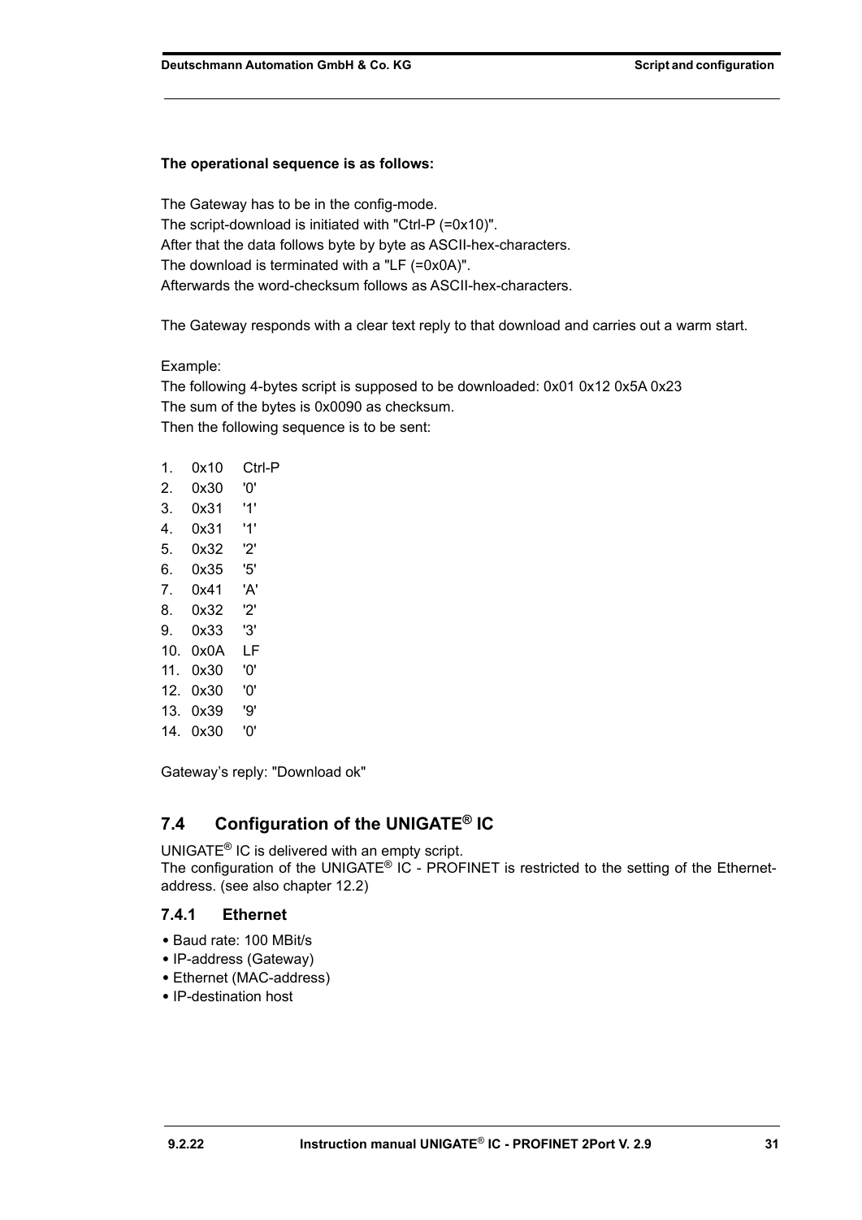**The operational sequence is as follows:**

The Gateway has to be in the config-mode.
The script-download is initiated with "Ctrl-P (=0x10)".
After that the data follows byte by byte as ASCII-hex-characters.
The download is terminated with a "LF (=0x0A)".
Afterwards the word-checksum follows as ASCII-hex-characters.

The Gateway responds with a clear text reply to that download and carries out a warm start.

Example:
The following 4-bytes script is supposed to be downloaded: 0x01 0x12 0x5A 0x23
The sum of the bytes is 0x0090 as checksum.
Then the following sequence is to be sent:

1. 0x10 Ctrl-P
2. 0x30 '0'
3. 0x31 '1'
4. 0x31 '1'
5. 0x32 '2'
6. 0x35 '5'
7. 0x41 'A'
8. 0x32 '2'
9. 0x33 '3'
10. 0x0A LF
11. 0x30 '0'
12. 0x30 '0'
13. 0x39 '9'
14. 0x30 '0'

Gateway's reply: "Download ok"

## 7.4 Configuration of the UNIGATE® IC

UNIGATE® IC is delivered with an empty script.
The configuration of the UNIGATE® IC - PROFINET is restricted to the setting of the Ethernet-address. (see also chapter 12.2)

### 7.4.1 Ethernet

- Baud rate: 100 MBit/s
- IP-address (Gateway)
- Ethernet (MAC-address)
- IP-destination host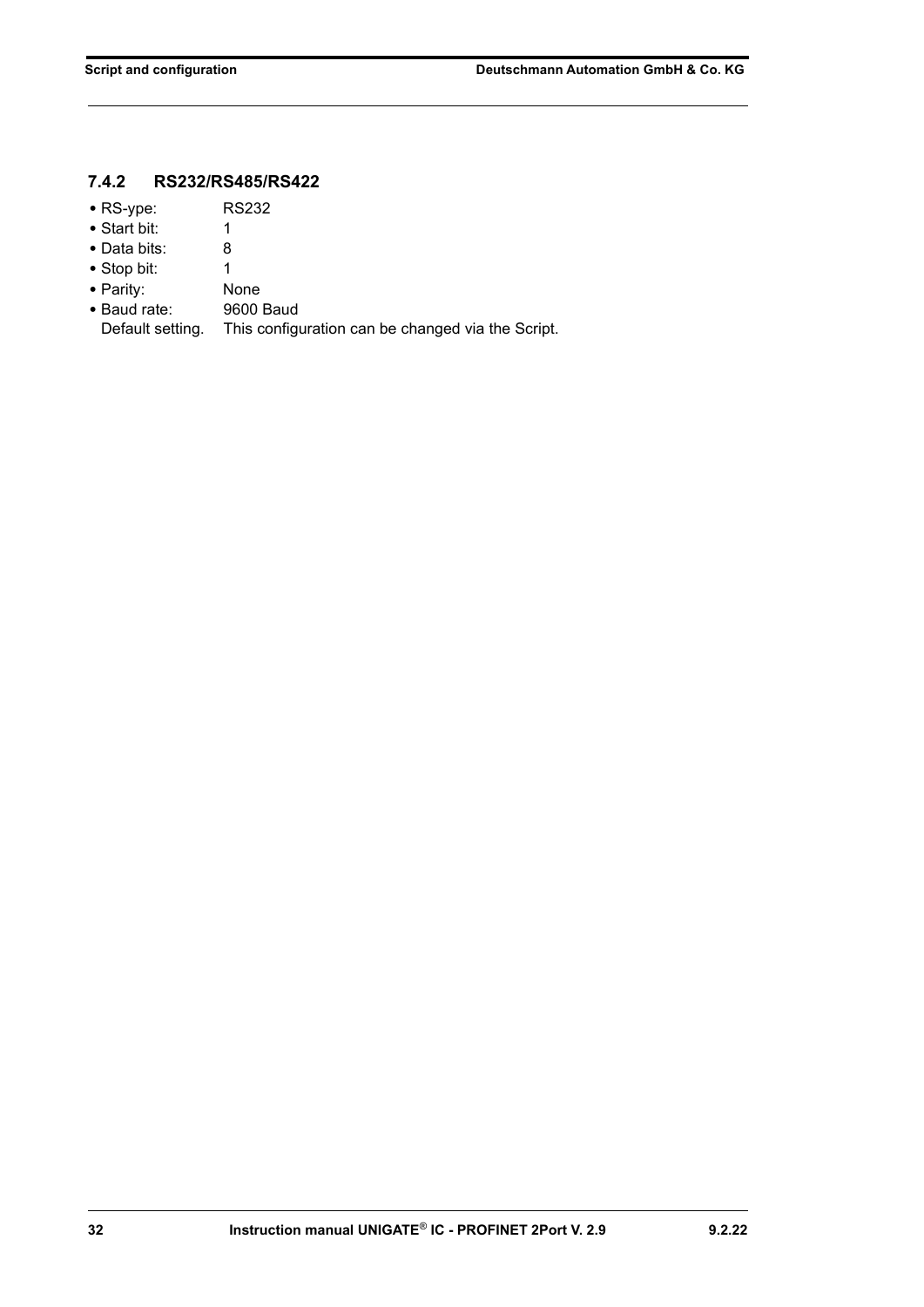### 7.4.2 RS232/RS485/RS422

- RS-ype: RS232
- Start bit: 1
- Data bits: 8
- Stop bit: 1
- Parity: None
- Baud rate: 9600 Baud

  Default setting. This configuration can be changed via the Script.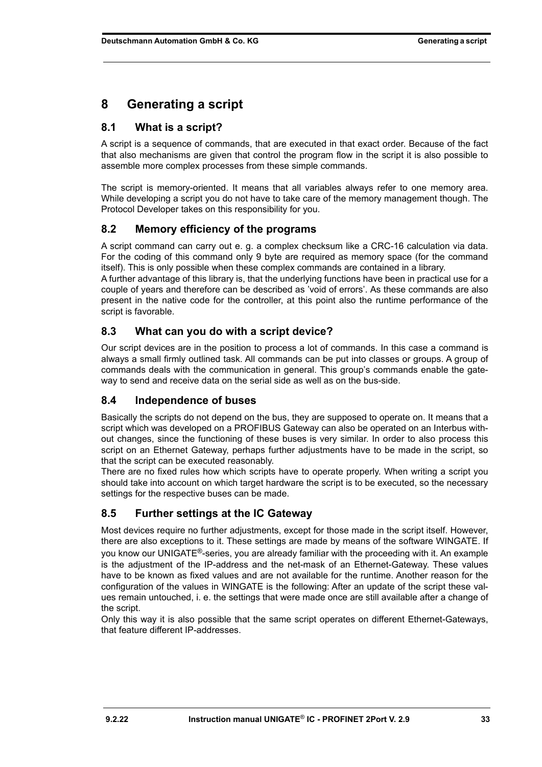# 8 Generating a script

## 8.1 What is a script?

A script is a sequence of commands, that are executed in that exact order. Because of the fact that also mechanisms are given that control the program flow in the script it is also possible to assemble more complex processes from these simple commands.

The script is memory-oriented. It means that all variables always refer to one memory area. While developing a script you do not have to take care of the memory management though. The Protocol Developer takes on this responsibility for you.

## 8.2 Memory efficiency of the programs

A script command can carry out e. g. a complex checksum like a CRC-16 calculation via data. For the coding of this command only 9 byte are required as memory space (for the command itself). This is only possible when these complex commands are contained in a library.
A further advantage of this library is, that the underlying functions have been in practical use for a couple of years and therefore can be described as 'void of errors'. As these commands are also present in the native code for the controller, at this point also the runtime performance of the script is favorable.

## 8.3 What can you do with a script device?

Our script devices are in the position to process a lot of commands. In this case a command is always a small firmly outlined task. All commands can be put into classes or groups. A group of commands deals with the communication in general. This group's commands enable the gateway to send and receive data on the serial side as well as on the bus-side.

## 8.4 Independence of buses

Basically the scripts do not depend on the bus, they are supposed to operate on. It means that a script which was developed on a PROFIBUS Gateway can also be operated on an Interbus without changes, since the functioning of these buses is very similar. In order to also process this script on an Ethernet Gateway, perhaps further adjustments have to be made in the script, so that the script can be executed reasonably.
There are no fixed rules how which scripts have to operate properly. When writing a script you should take into account on which target hardware the script is to be executed, so the necessary settings for the respective buses can be made.

## 8.5 Further settings at the IC Gateway

Most devices require no further adjustments, except for those made in the script itself. However, there are also exceptions to it. These settings are made by means of the software WINGATE. If you know our UNIGATE®-series, you are already familiar with the proceeding with it. An example is the adjustment of the IP-address and the net-mask of an Ethernet-Gateway. These values have to be known as fixed values and are not available for the runtime. Another reason for the configuration of the values in WINGATE is the following: After an update of the script these values remain untouched, i. e. the settings that were made once are still available after a change of the script.
Only this way it is also possible that the same script operates on different Ethernet-Gateways, that feature different IP-addresses.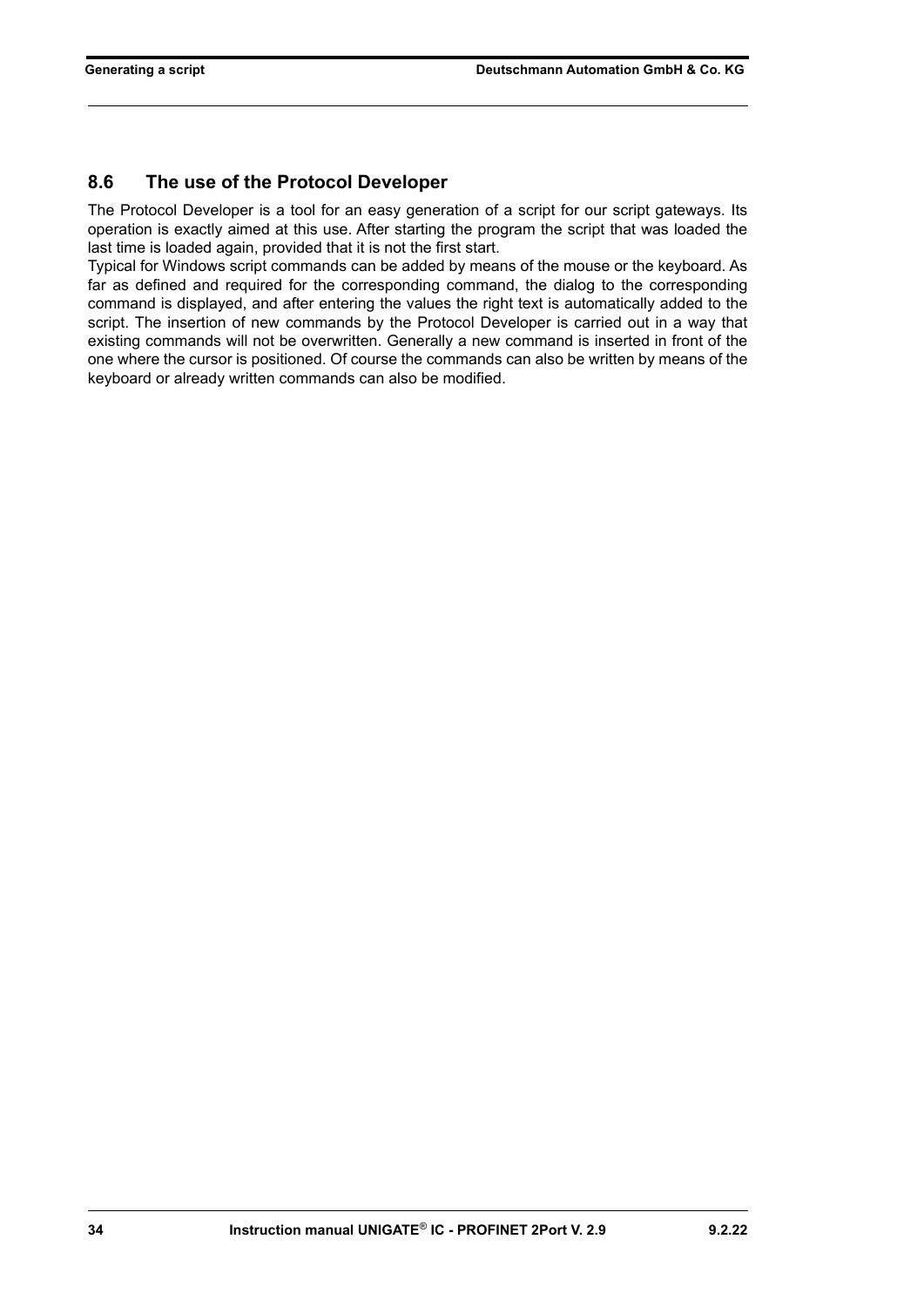## 8.6 The use of the Protocol Developer

The Protocol Developer is a tool for an easy generation of a script for our script gateways. Its operation is exactly aimed at this use. After starting the program the script that was loaded the last time is loaded again, provided that it is not the first start.
Typical for Windows script commands can be added by means of the mouse or the keyboard. As far as defined and required for the corresponding command, the dialog to the corresponding command is displayed, and after entering the values the right text is automatically added to the script. The insertion of new commands by the Protocol Developer is carried out in a way that existing commands will not be overwritten. Generally a new command is inserted in front of the one where the cursor is positioned. Of course the commands can also be written by means of the keyboard or already written commands can also be modified.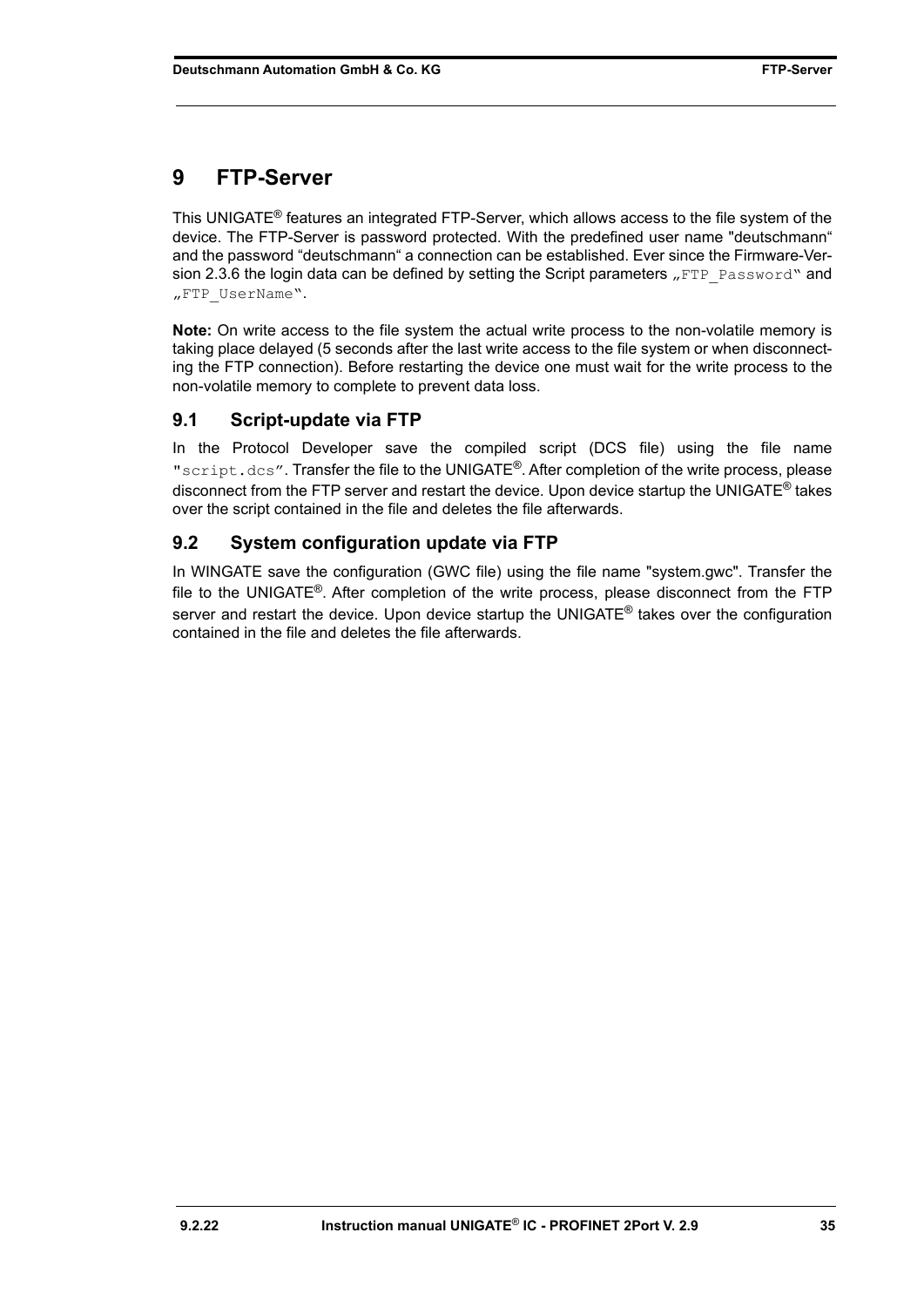# 9 FTP-Server

This UNIGATE® features an integrated FTP-Server, which allows access to the file system of the device. The FTP-Server is password protected. With the predefined user name "deutschmann“ and the password “deutschmann“ a connection can be established. Ever since the Firmware-Version 2.3.6 the login data can be defined by setting the Script parameters „FTP_Password“ and „FTP_UserName“.

**Note:** On write access to the file system the actual write process to the non-volatile memory is taking place delayed (5 seconds after the last write access to the file system or when disconnecting the FTP connection). Before restarting the device one must wait for the write process to the non-volatile memory to complete to prevent data loss.

## 9.1 Script-update via FTP

In the Protocol Developer save the compiled script (DCS file) using the file name "script.dcs”. Transfer the file to the UNIGATE®. After completion of the write process, please disconnect from the FTP server and restart the device. Upon device startup the UNIGATE® takes over the script contained in the file and deletes the file afterwards.

## 9.2 System configuration update via FTP

In WINGATE save the configuration (GWC file) using the file name "system.gwc". Transfer the file to the UNIGATE®. After completion of the write process, please disconnect from the FTP server and restart the device. Upon device startup the UNIGATE® takes over the configuration contained in the file and deletes the file afterwards.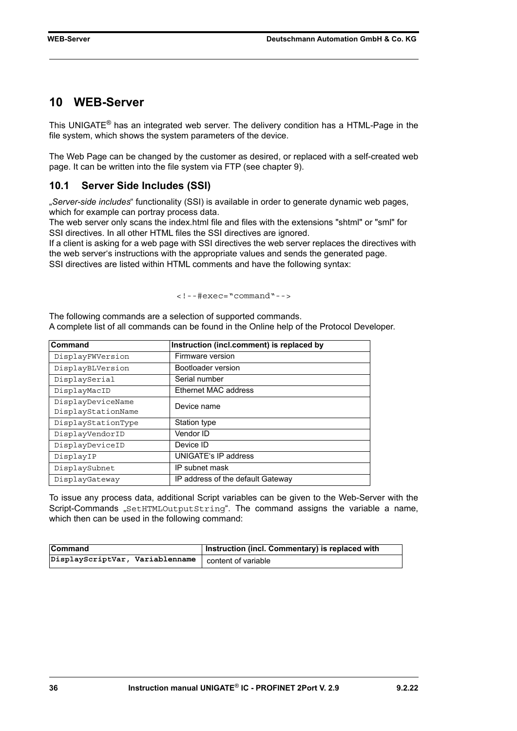# 10 WEB-Server

This UNIGATE® has an integrated web server. The delivery condition has a HTML-Page in the file system, which shows the system parameters of the device.

The Web Page can be changed by the customer as desired, or replaced with a self-created web page. It can be written into the file system via FTP (see chapter 9).

## 10.1 Server Side Includes (SSI)

„*Server-side includes*“ functionality (SSI) is available in order to generate dynamic web pages, which for example can portray process data.
The web server only scans the index.html file and files with the extensions "shtml" or "sml" for SSI directives. In all other HTML files the SSI directives are ignored.
If a client is asking for a web page with SSI directives the web server replaces the directives with the web server‘s instructions with the appropriate values and sends the generated page.
SSI directives are listed within HTML comments and have the following syntax:

```
<!--#exec="command"-->
```

The following commands are a selection of supported commands.
A complete list of all commands can be found in the Online help of the Protocol Developer.

| Command | Instruction (incl.comment) is replaced by |
|---|---|
| `DisplayFWVersion` | Firmware version |
| `DisplayBLVersion` | Bootloader version |
| `DisplaySerial` | Serial number |
| `DisplayMacID` | Ethernet MAC address |
| `DisplayDeviceName` `DisplayStationName` | Device name |
| `DisplayStationType` | Station type |
| `DisplayVendorID` | Vendor ID |
| `DisplayDeviceID` | Device ID |
| `DisplayIP` | UNIGATE‘s IP address |
| `DisplaySubnet` | IP subnet mask |
| `DisplayGateway` | IP address of the default Gateway |

To issue any process data, additional Script variables can be given to the Web-Server with the Script-Commands „`SetHTMLOutputString`“. The command assigns the variable a name, which then can be used in the following command:

| Command | Instruction (incl. Commentary) is replaced with |
|---|---|
| **`DisplayScriptVar, Variablenname`** | content of variable |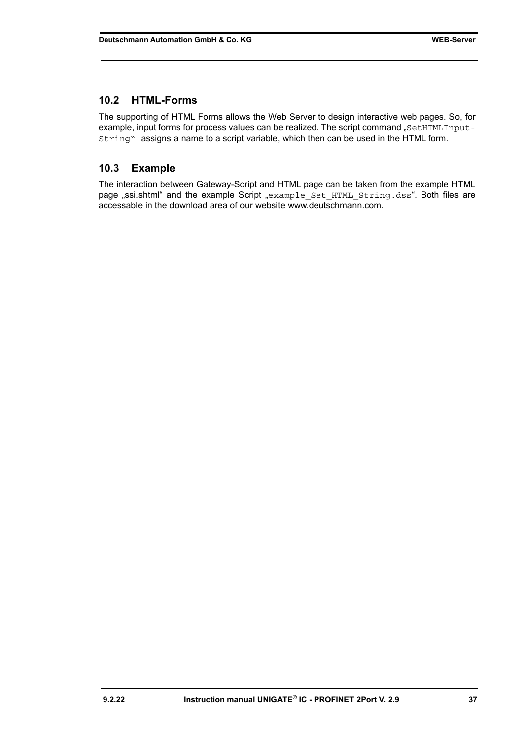## 10.2 HTML-Forms

The supporting of HTML Forms allows the Web Server to design interactive web pages. So, for example, input forms for process values can be realized. The script command „SetHTMLInput-String" assigns a name to a script variable, which then can be used in the HTML form.

## 10.3 Example

The interaction between Gateway-Script and HTML page can be taken from the example HTML page „ssi.shtml" and the example Script „example_Set_HTML_String.dss". Both files are accessable in the download area of our website www.deutschmann.com.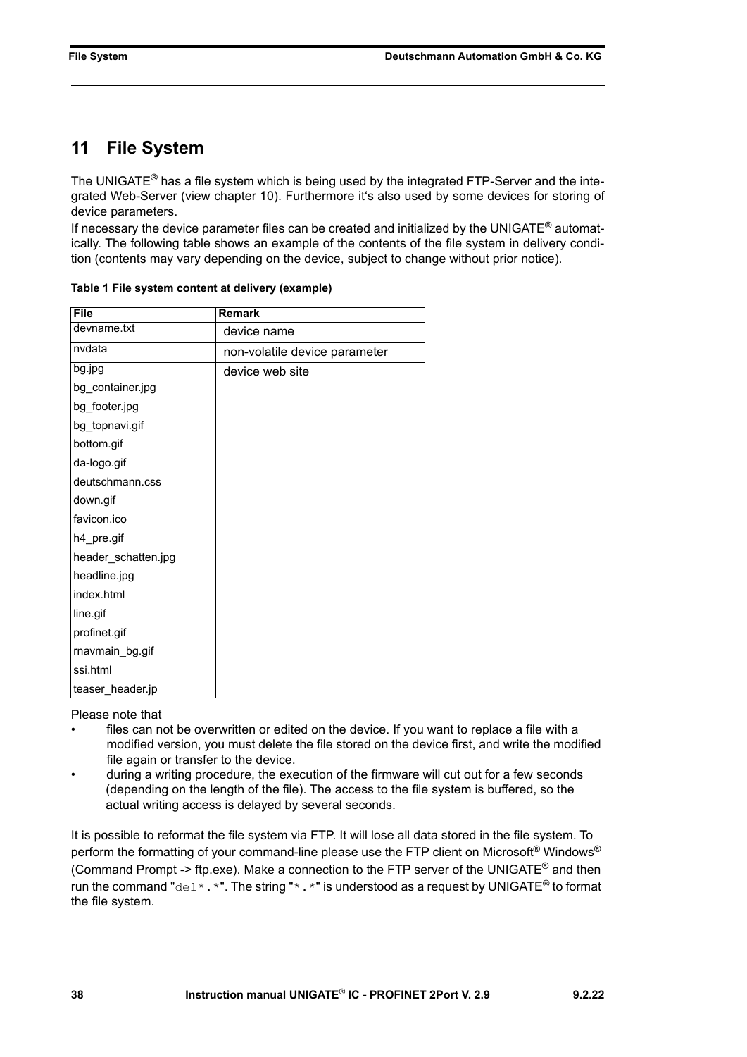# 11 File System

The UNIGATE® has a file system which is being used by the integrated FTP-Server and the integrated Web-Server (view chapter 10). Furthermore it's also used by some devices for storing of device parameters.
If necessary the device parameter files can be created and initialized by the UNIGATE® automatically. The following table shows an example of the contents of the file system in delivery condition (contents may vary depending on the device, subject to change without prior notice).

**Table 1 File system content at delivery (example)**

| File | Remark |
|---|---|
| devname.txt | device name |
| nvdata | non-volatile device parameter |
| bg.jpg | device web site |
| bg_container.jpg | |
| bg_footer.jpg | |
| bg_topnavi.gif | |
| bottom.gif | |
| da-logo.gif | |
| deutschmann.css | |
| down.gif | |
| favicon.ico | |
| h4_pre.gif | |
| header_schatten.jpg | |
| headline.jpg | |
| index.html | |
| line.gif | |
| profinet.gif | |
| rnavmain_bg.gif | |
| ssi.html | |
| teaser_header.jp | |

Please note that

- files can not be overwritten or edited on the device. If you want to replace a file with a modified version, you must delete the file stored on the device first, and write the modified file again or transfer to the device.
- during a writing procedure, the execution of the firmware will cut out for a few seconds (depending on the length of the file). The access to the file system is buffered, so the actual writing access is delayed by several seconds.

It is possible to reformat the file system via FTP. It will lose all data stored in the file system. To perform the formatting of your command-line please use the FTP client on Microsoft® Windows® (Command Prompt -> ftp.exe). Make a connection to the FTP server of the UNIGATE® and then run the command "`del*.*`". The string "`*.*`" is understood as a request by UNIGATE® to format the file system.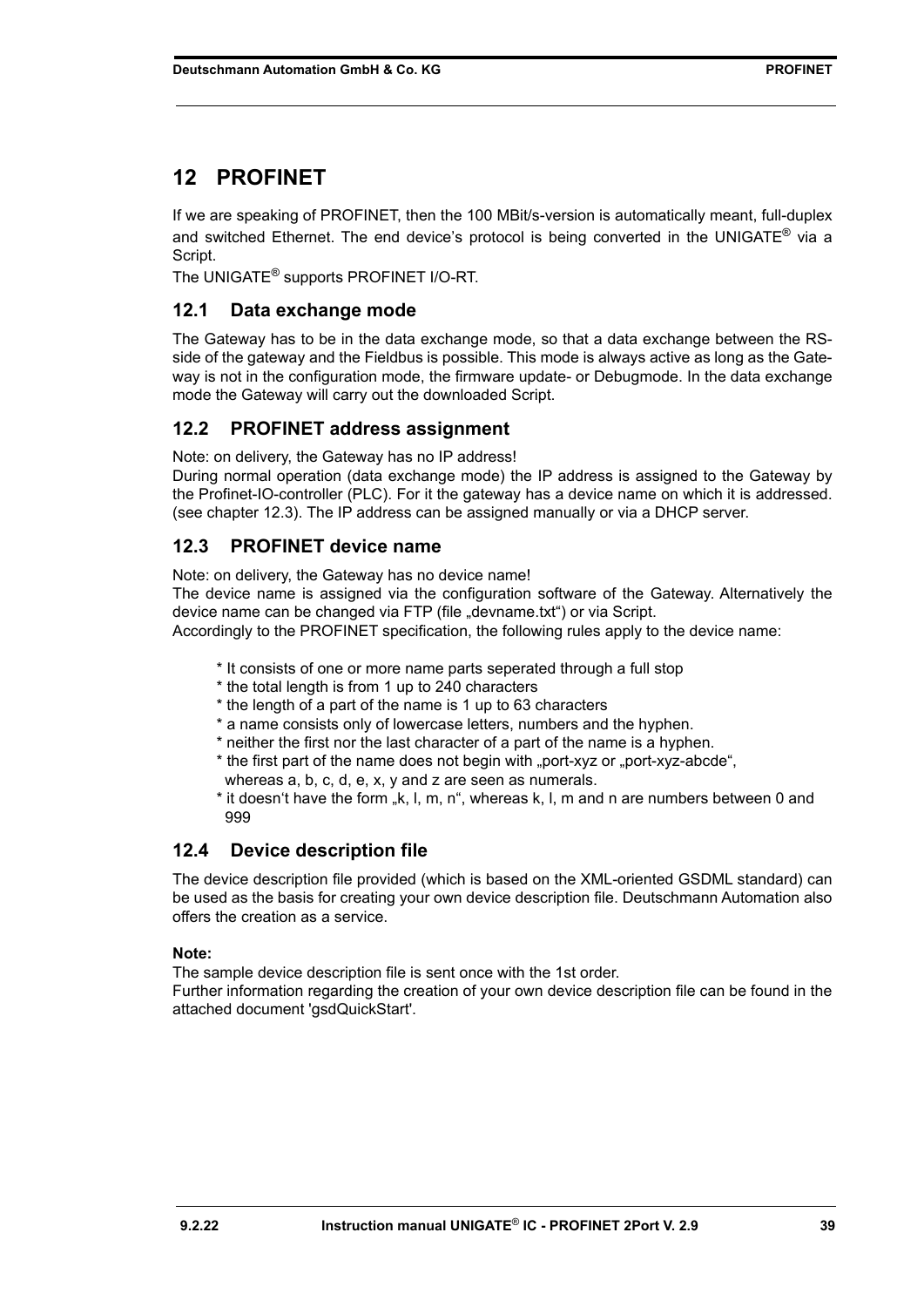# 12 PROFINET

If we are speaking of PROFINET, then the 100 MBit/s-version is automatically meant, full-duplex and switched Ethernet. The end device's protocol is being converted in the UNIGATE® via a Script.

The UNIGATE® supports PROFINET I/O-RT.

## 12.1 Data exchange mode

The Gateway has to be in the data exchange mode, so that a data exchange between the RS-side of the gateway and the Fieldbus is possible. This mode is always active as long as the Gateway is not in the configuration mode, the firmware update- or Debugmode. In the data exchange mode the Gateway will carry out the downloaded Script.

## 12.2 PROFINET address assignment

Note: on delivery, the Gateway has no IP address!

During normal operation (data exchange mode) the IP address is assigned to the Gateway by the Profinet-IO-controller (PLC). For it the gateway has a device name on which it is addressed. (see chapter 12.3). The IP address can be assigned manually or via a DHCP server.

## 12.3 PROFINET device name

Note: on delivery, the Gateway has no device name!

The device name is assigned via the configuration software of the Gateway. Alternatively the device name can be changed via FTP (file „devname.txt") or via Script.

Accordingly to the PROFINET specification, the following rules apply to the device name:

* It consists of one or more name parts seperated through a full stop
* the total length is from 1 up to 240 characters
* the length of a part of the name is 1 up to 63 characters
* a name consists only of lowercase letters, numbers and the hyphen.
* neither the first nor the last character of a part of the name is a hyphen.
* the first part of the name does not begin with „port-xyz or „port-xyz-abcde", whereas a, b, c, d, e, x, y and z are seen as numerals.
* it doesn't have the form „k, l, m, n", whereas k, l, m and n are numbers between 0 and 999

## 12.4 Device description file

The device description file provided (which is based on the XML-oriented GSDML standard) can be used as the basis for creating your own device description file. Deutschmann Automation also offers the creation as a service.

**Note:**

The sample device description file is sent once with the 1st order.

Further information regarding the creation of your own device description file can be found in the attached document 'gsdQuickStart'.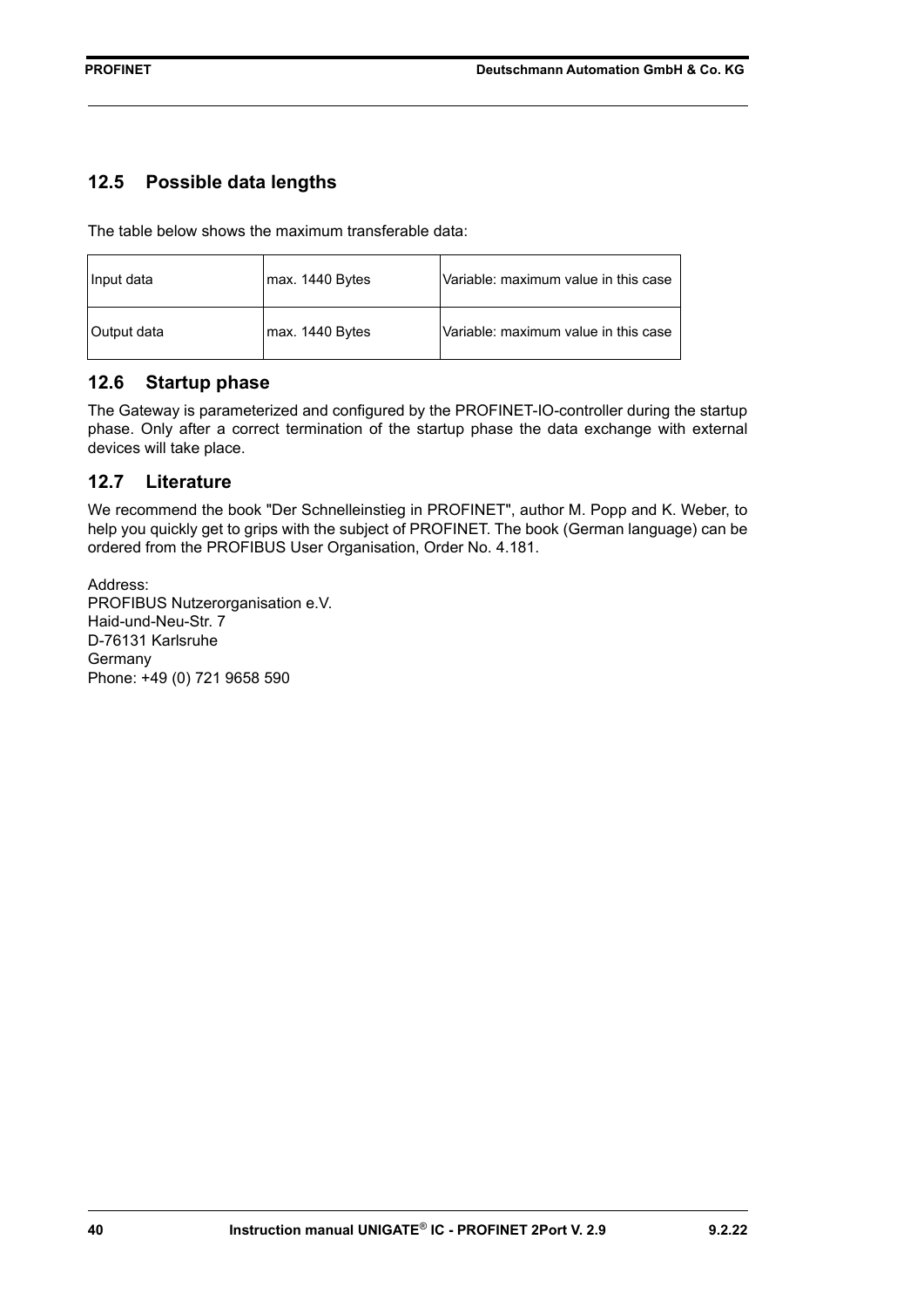## 12.5 Possible data lengths

The table below shows the maximum transferable data:

| | | |
|---|---|---|
| Input data | max. 1440 Bytes | Variable: maximum value in this case |
| Output data | max. 1440 Bytes | Variable: maximum value in this case |

## 12.6 Startup phase

The Gateway is parameterized and configured by the PROFINET-IO-controller during the startup phase. Only after a correct termination of the startup phase the data exchange with external devices will take place.

## 12.7 Literature

We recommend the book "Der Schnelleinstieg in PROFINET", author M. Popp and K. Weber, to help you quickly get to grips with the subject of PROFINET. The book (German language) can be ordered from the PROFIBUS User Organisation, Order No. 4.181.

Address:
PROFIBUS Nutzerorganisation e.V.
Haid-und-Neu-Str. 7
D-76131 Karlsruhe
Germany
Phone: +49 (0) 721 9658 590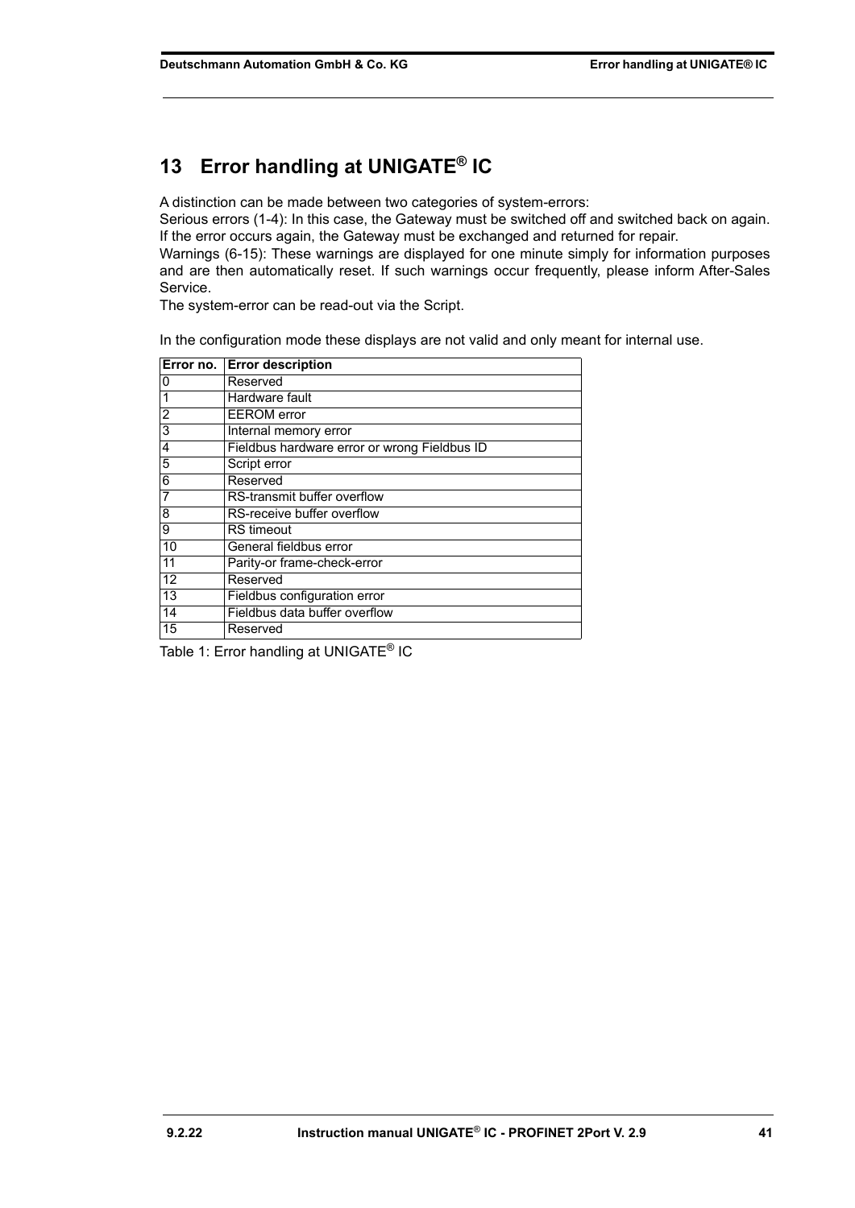# 13 Error handling at UNIGATE® IC

A distinction can be made between two categories of system-errors:
Serious errors (1-4): In this case, the Gateway must be switched off and switched back on again. If the error occurs again, the Gateway must be exchanged and returned for repair.
Warnings (6-15): These warnings are displayed for one minute simply for information purposes and are then automatically reset. If such warnings occur frequently, please inform After-Sales Service.
The system-error can be read-out via the Script.

In the configuration mode these displays are not valid and only meant for internal use.

| Error no. | Error description |
|---|---|
| 0 | Reserved |
| 1 | Hardware fault |
| 2 | EEROM error |
| 3 | Internal memory error |
| 4 | Fieldbus hardware error or wrong Fieldbus ID |
| 5 | Script error |
| 6 | Reserved |
| 7 | RS-transmit buffer overflow |
| 8 | RS-receive buffer overflow |
| 9 | RS timeout |
| 10 | General fieldbus error |
| 11 | Parity-or frame-check-error |
| 12 | Reserved |
| 13 | Fieldbus configuration error |
| 14 | Fieldbus data buffer overflow |
| 15 | Reserved |

Table 1: Error handling at UNIGATE® IC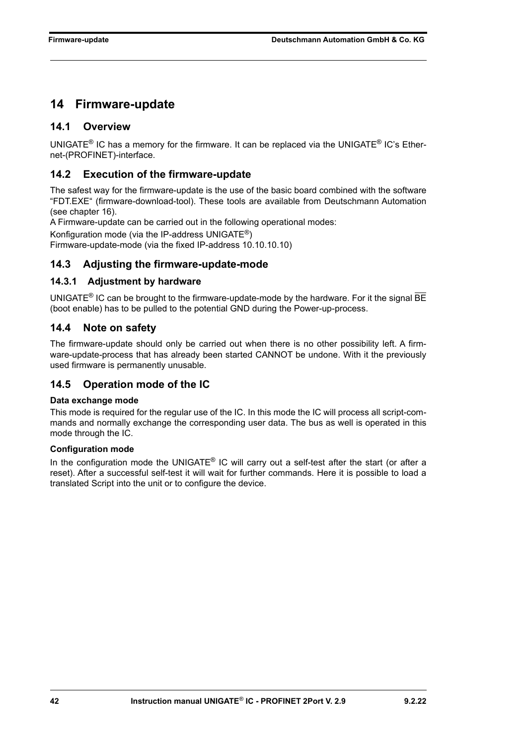# 14 Firmware-update

## 14.1 Overview

UNIGATE® IC has a memory for the firmware. It can be replaced via the UNIGATE® IC's Ethernet-(PROFINET)-interface.

## 14.2 Execution of the firmware-update

The safest way for the firmware-update is the use of the basic board combined with the software "FDT.EXE" (firmware-download-tool). These tools are available from Deutschmann Automation (see chapter 16).

A Firmware-update can be carried out in the following operational modes:

Konfiguration mode (via the IP-address UNIGATE®)

Firmware-update-mode (via the fixed IP-address 10.10.10.10)

## 14.3 Adjusting the firmware-update-mode

### 14.3.1 Adjustment by hardware

UNIGATE® IC can be brought to the firmware-update-mode by the hardware. For it the signal $\overline{BE}$ (boot enable) has to be pulled to the potential GND during the Power-up-process.

## 14.4 Note on safety

The firmware-update should only be carried out when there is no other possibility left. A firmware-update-process that has already been started CANNOT be undone. With it the previously used firmware is permanently unusable.

## 14.5 Operation mode of the IC

**Data exchange mode**

This mode is required for the regular use of the IC. In this mode the IC will process all script-commands and normally exchange the corresponding user data. The bus as well is operated in this mode through the IC.

**Configuration mode**

In the configuration mode the UNIGATE® IC will carry out a self-test after the start (or after a reset). After a successful self-test it will wait for further commands. Here it is possible to load a translated Script into the unit or to configure the device.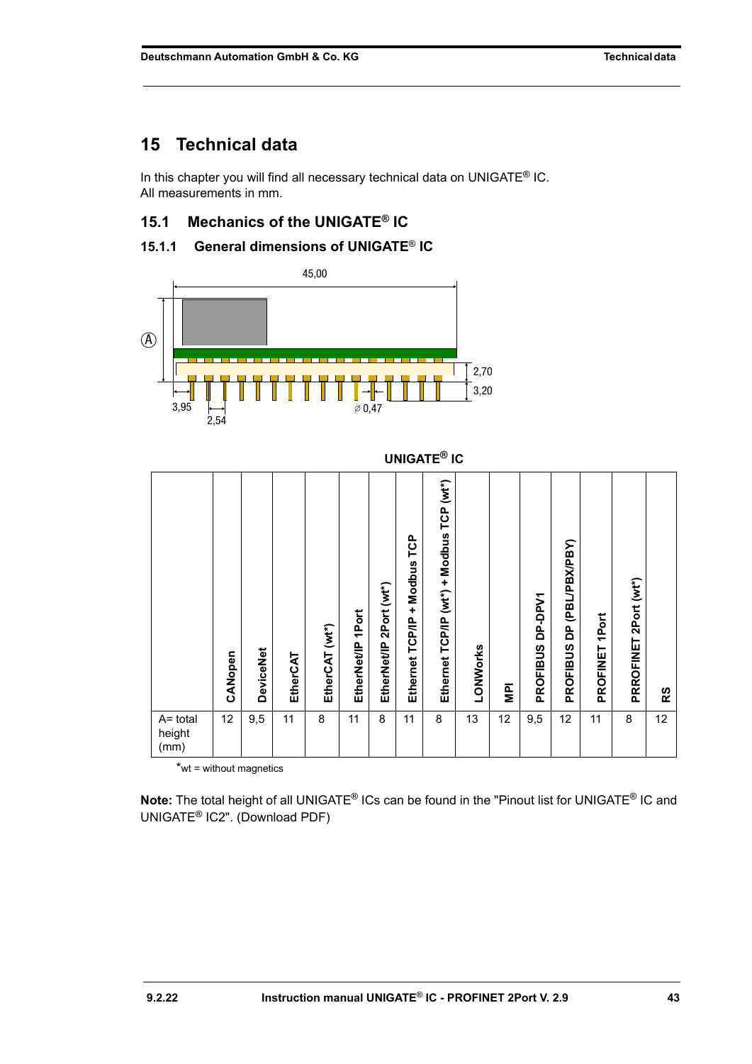# 15 Technical data

In this chapter you will find all necessary technical data on UNIGATE® IC.
All measurements in mm.

## 15.1 Mechanics of the UNIGATE® IC

### 15.1.1 General dimensions of UNIGATE® IC

45,00

A

2,70

3,20

3,95

2,54

⌀ 0,47

**UNIGATE® IC**

| | CANopen | DeviceNet | EtherCAT | EtherCAT (wt*) | EtherNet/IP 1Port | EtherNet/IP 2Port (wt*) | Ethernet TCP/IP + Modbus TCP | Ethernet TCP/IP (wt*) + Modbus TCP (wt*) | LONWorks | MPI | PROFIBUS DP-DPV1 | PROFIBUS DP (PBL/PBX/PBY) | PROFINET 1Port | PRROFINET 2Port (wt*) | RS |
|---|---|---|---|---|---|---|---|---|---|---|---|---|---|---|---|
| A= total height (mm) | 12 | 9,5 | 11 | 8 | 11 | 8 | 11 | 8 | 13 | 12 | 9,5 | 12 | 11 | 8 | 12 |

*wt = without magnetics

**Note:** The total height of all UNIGATE® ICs can be found in the "Pinout list for UNIGATE® IC and UNIGATE® IC2". (Download PDF)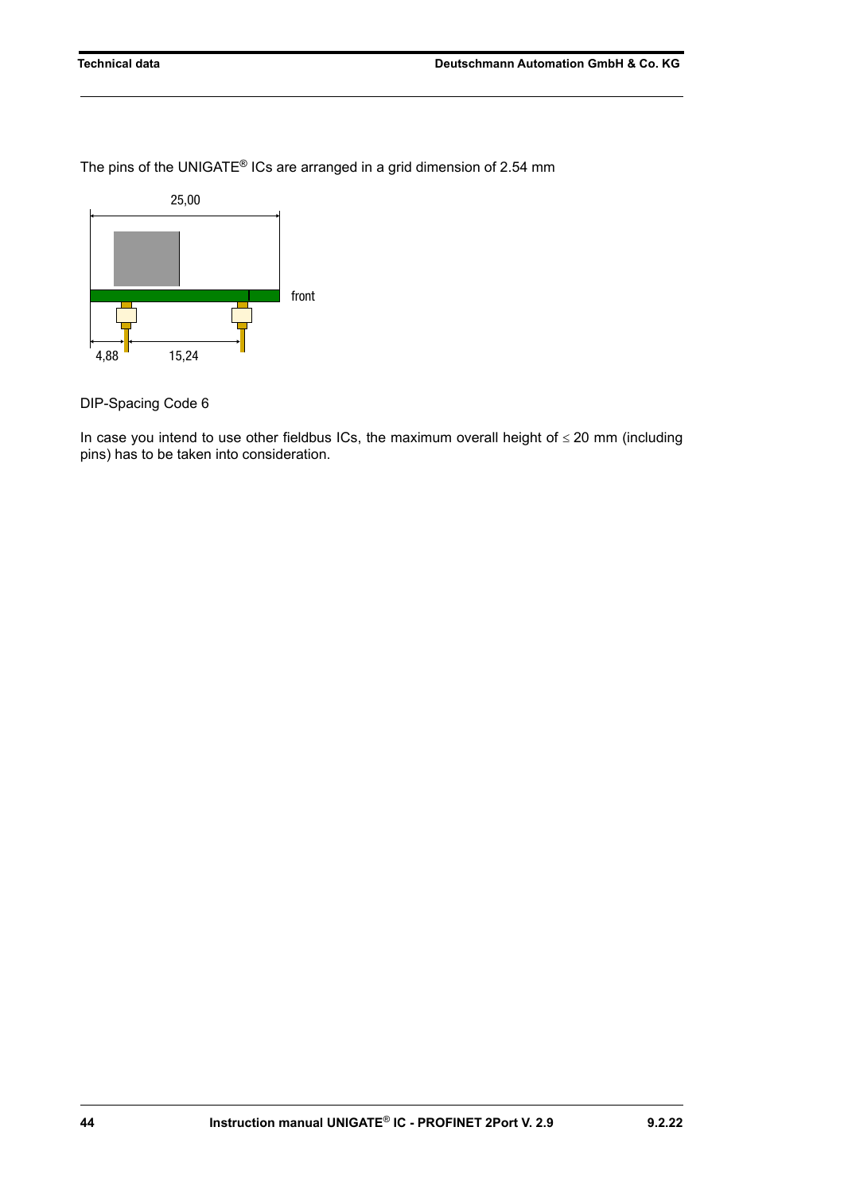The pins of the UNIGATE® ICs are arranged in a grid dimension of 2.54 mm

25,00

front

4,88 15,24

DIP-Spacing Code 6

In case you intend to use other fieldbus ICs, the maximum overall height of ≤ 20 mm (including pins) has to be taken into consideration.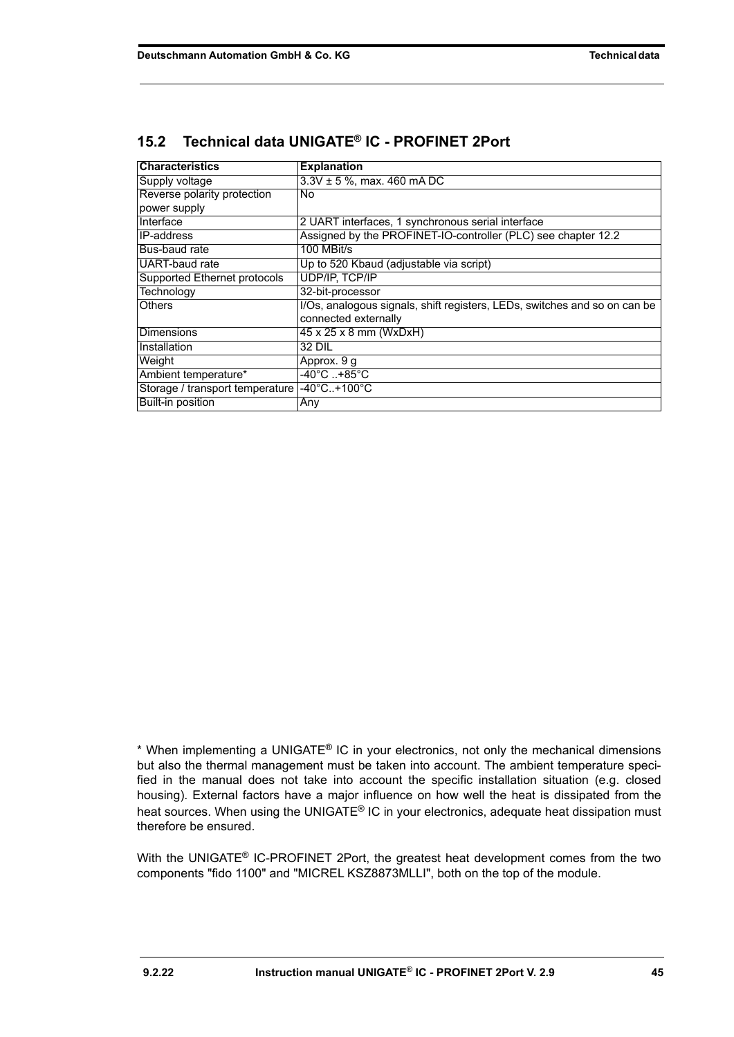## 15.2 Technical data UNIGATE® IC - PROFINET 2Port

| Characteristics | Explanation |
|---|---|
| Supply voltage | 3.3V ± 5 %, max. 460 mA DC |
| Reverse polarity protection power supply | No |
| Interface | 2 UART interfaces, 1 synchronous serial interface |
| IP-address | Assigned by the PROFINET-IO-controller (PLC) see chapter 12.2 |
| Bus-baud rate | 100 MBit/s |
| UART-baud rate | Up to 520 Kbaud (adjustable via script) |
| Supported Ethernet protocols | UDP/IP, TCP/IP |
| Technology | 32-bit-processor |
| Others | I/Os, analogous signals, shift registers, LEDs, switches and so on can be connected externally |
| Dimensions | 45 x 25 x 8 mm (WxDxH) |
| Installation | 32 DIL |
| Weight | Approx. 9 g |
| Ambient temperature* | -40°C ..+85°C |
| Storage / transport temperature | -40°C..+100°C |
| Built-in position | Any |

* When implementing a UNIGATE® IC in your electronics, not only the mechanical dimensions but also the thermal management must be taken into account. The ambient temperature specified in the manual does not take into account the specific installation situation (e.g. closed housing). External factors have a major influence on how well the heat is dissipated from the heat sources. When using the UNIGATE® IC in your electronics, adequate heat dissipation must therefore be ensured.

With the UNIGATE® IC-PROFINET 2Port, the greatest heat development comes from the two components "fido 1100" and "MICREL KSZ8873MLLI", both on the top of the module.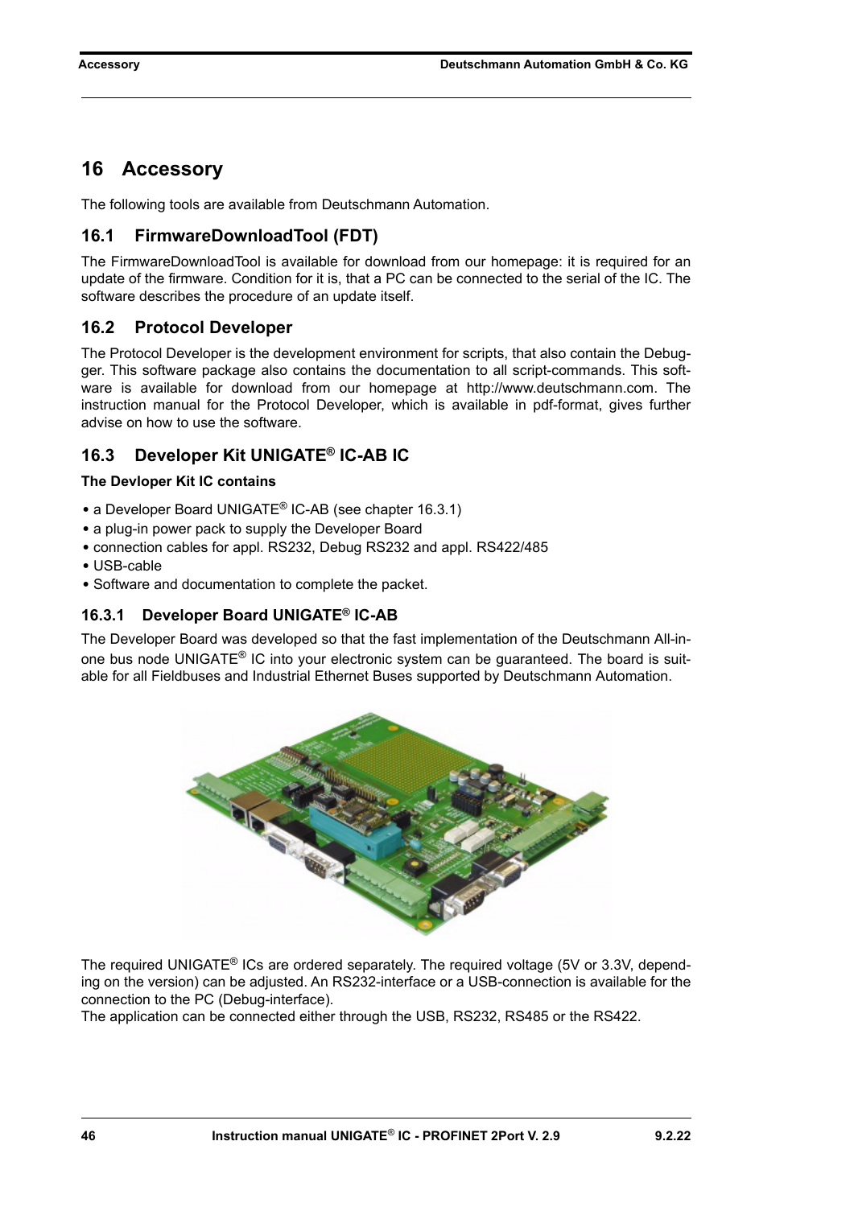# 16 Accessory

The following tools are available from Deutschmann Automation.

## 16.1 FirmwareDownloadTool (FDT)

The FirmwareDownloadTool is available for download from our homepage: it is required for an update of the firmware. Condition for it is, that a PC can be connected to the serial of the IC. The software describes the procedure of an update itself.

## 16.2 Protocol Developer

The Protocol Developer is the development environment for scripts, that also contain the Debugger. This software package also contains the documentation to all script-commands. This software is available for download from our homepage at http://www.deutschmann.com. The instruction manual for the Protocol Developer, which is available in pdf-format, gives further advise on how to use the software.

## 16.3 Developer Kit UNIGATE® IC-AB IC

**The Devloper Kit IC contains**

- a Developer Board UNIGATE® IC-AB (see chapter 16.3.1)
- a plug-in power pack to supply the Developer Board
- connection cables for appl. RS232, Debug RS232 and appl. RS422/485
- USB-cable
- Software and documentation to complete the packet.

### 16.3.1 Developer Board UNIGATE® IC-AB

The Developer Board was developed so that the fast implementation of the Deutschmann All-in-one bus node UNIGATE® IC into your electronic system can be guaranteed. The board is suitable for all Fieldbuses and Industrial Ethernet Buses supported by Deutschmann Automation.

The required UNIGATE® ICs are ordered separately. The required voltage (5V or 3.3V, depending on the version) can be adjusted. An RS232-interface or a USB-connection is available for the connection to the PC (Debug-interface).
The application can be connected either through the USB, RS232, RS485 or the RS422.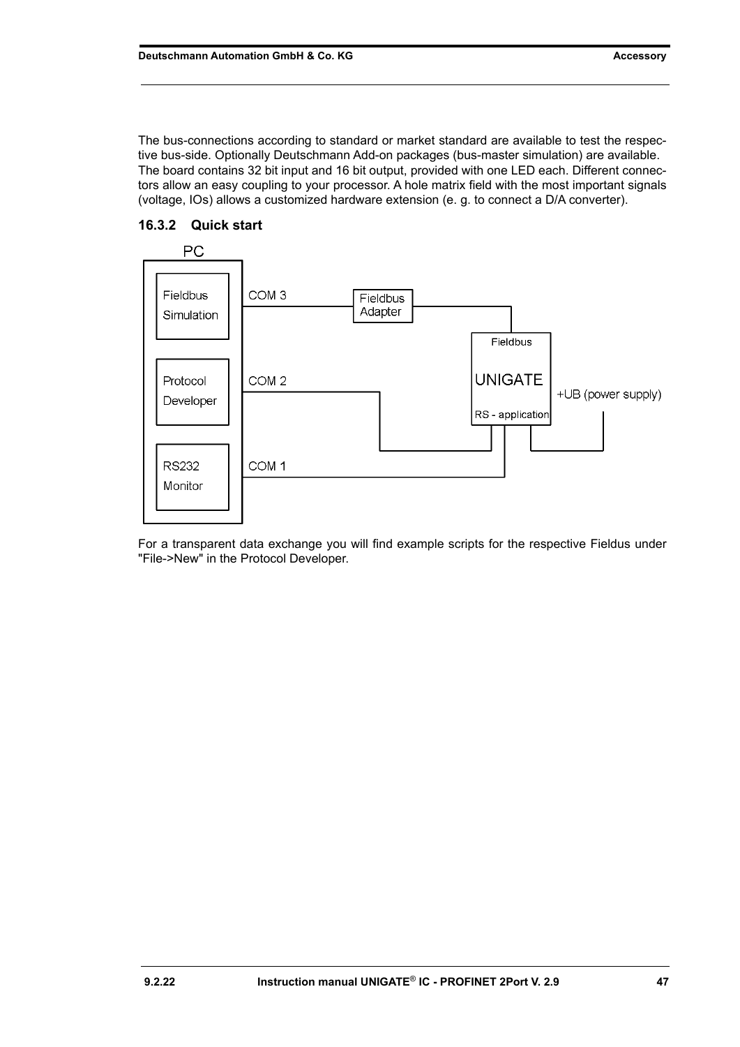The bus-connections according to standard or market standard are available to test the respective bus-side. Optionally Deutschmann Add-on packages (bus-master simulation) are available. The board contains 32 bit input and 16 bit output, provided with one LED each. Different connectors allow an easy coupling to your processor. A hole matrix field with the most important signals (voltage, IOs) allows a customized hardware extension (e. g. to connect a D/A converter).

### 16.3.2 Quick start

For a transparent data exchange you will find example scripts for the respective Fieldus under "File->New" in the Protocol Developer.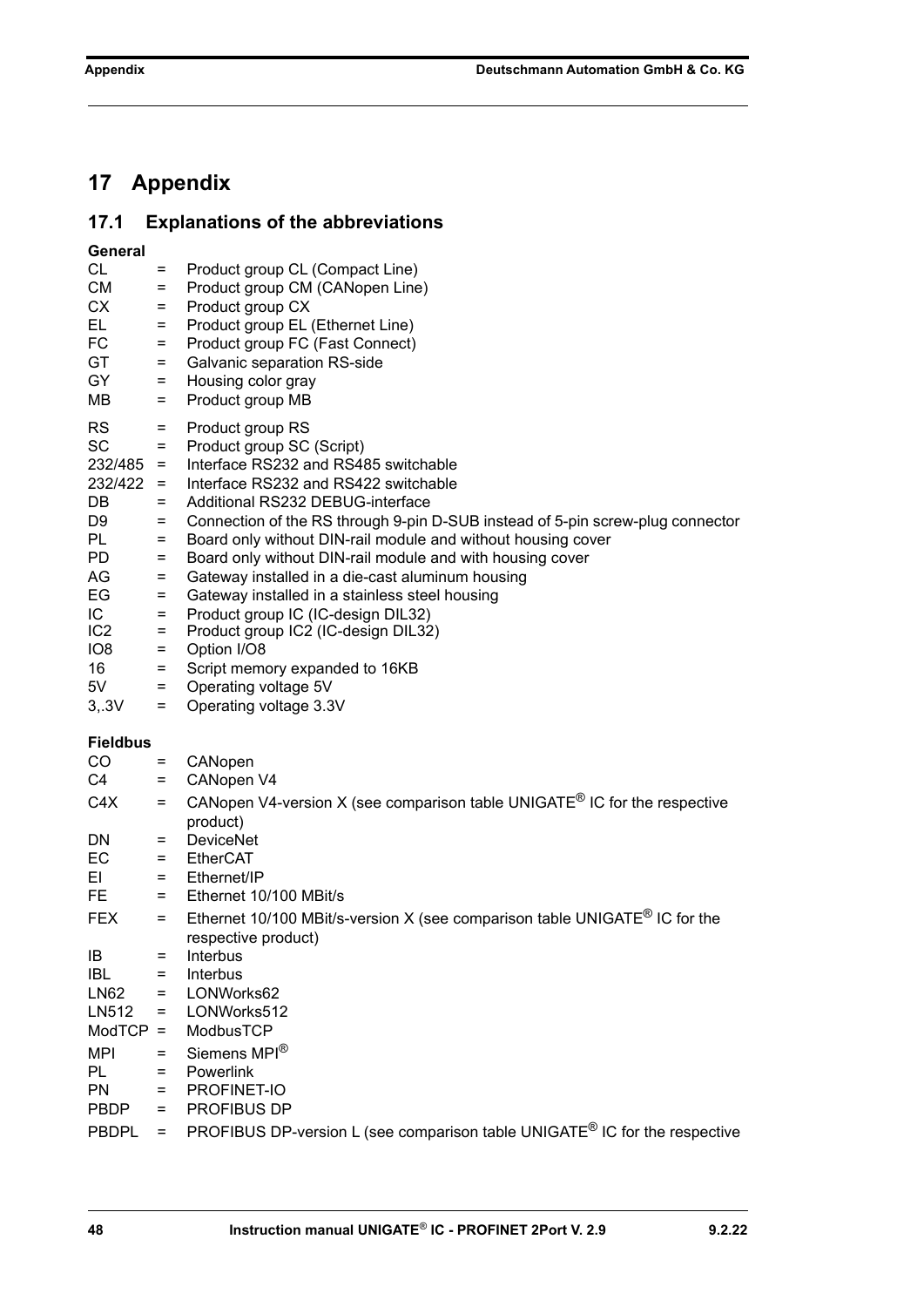# 17 Appendix

## 17.1 Explanations of the abbreviations

**General**

| | | |
|---|---|---|
| CL | = | Product group CL (Compact Line) |
| CM | = | Product group CM (CANopen Line) |
| CX | = | Product group CX |
| EL | = | Product group EL (Ethernet Line) |
| FC | = | Product group FC (Fast Connect) |
| GT | = | Galvanic separation RS-side |
| GY | = | Housing color gray |
| MB | = | Product group MB |
| RS | = | Product group RS |
| SC | = | Product group SC (Script) |
| 232/485 | = | Interface RS232 and RS485 switchable |
| 232/422 | = | Interface RS232 and RS422 switchable |
| DB | = | Additional RS232 DEBUG-interface |
| D9 | = | Connection of the RS through 9-pin D-SUB instead of 5-pin screw-plug connector |
| PL | = | Board only without DIN-rail module and without housing cover |
| PD | = | Board only without DIN-rail module and with housing cover |
| AG | = | Gateway installed in a die-cast aluminum housing |
| EG | = | Gateway installed in a stainless steel housing |
| IC | = | Product group IC (IC-design DIL32) |
| IC2 | = | Product group IC2 (IC-design DIL32) |
| IO8 | = | Option I/O8 |
| 16 | = | Script memory expanded to 16KB |
| 5V | = | Operating voltage 5V |
| 3,.3V | = | Operating voltage 3.3V |

**Fieldbus**

| | | |
|---|---|---|
| CO | = | CANopen |
| C4 | = | CANopen V4 |
| C4X | = | CANopen V4-version X (see comparison table UNIGATE® IC for the respective product) |
| DN | = | DeviceNet |
| EC | = | EtherCAT |
| EI | = | Ethernet/IP |
| FE | = | Ethernet 10/100 MBit/s |
| FEX | = | Ethernet 10/100 MBit/s-version X (see comparison table UNIGATE® IC for the respective product) |
| IB | = | Interbus |
| IBL | = | Interbus |
| LN62 | = | LONWorks62 |
| LN512 | = | LONWorks512 |
| ModTCP | = | ModbusTCP |
| MPI | = | Siemens MPI® |
| PL | = | Powerlink |
| PN | = | PROFINET-IO |
| PBDP | = | PROFIBUS DP |
| PBDPL | = | PROFIBUS DP-version L (see comparison table UNIGATE® IC for the respective |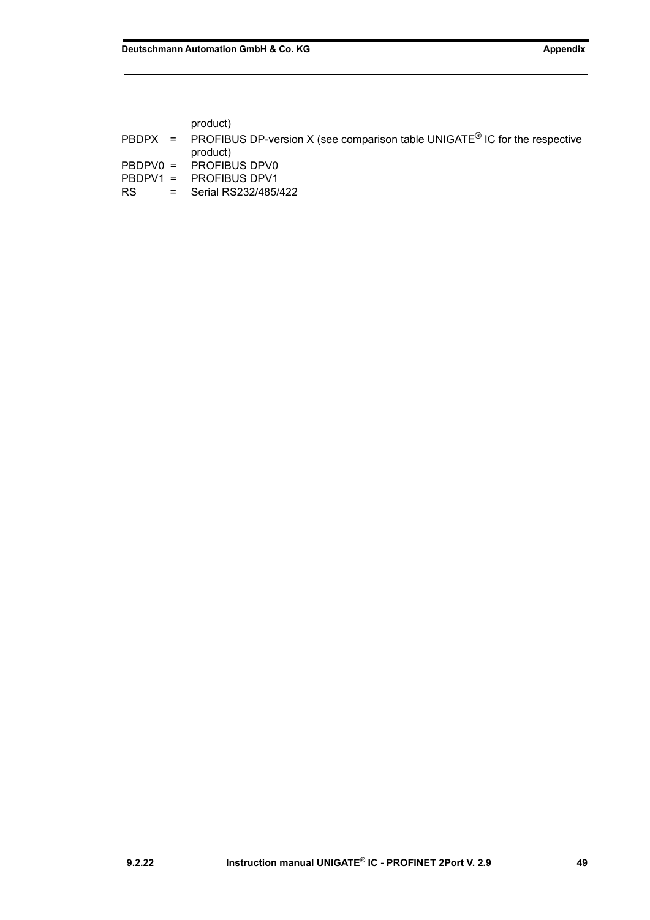product)

PBDPX = PROFIBUS DP-version X (see comparison table UNIGATE® IC for the respective product)

PBDPV0 = PROFIBUS DPV0

PBDPV1 = PROFIBUS DPV1

RS = Serial RS232/485/422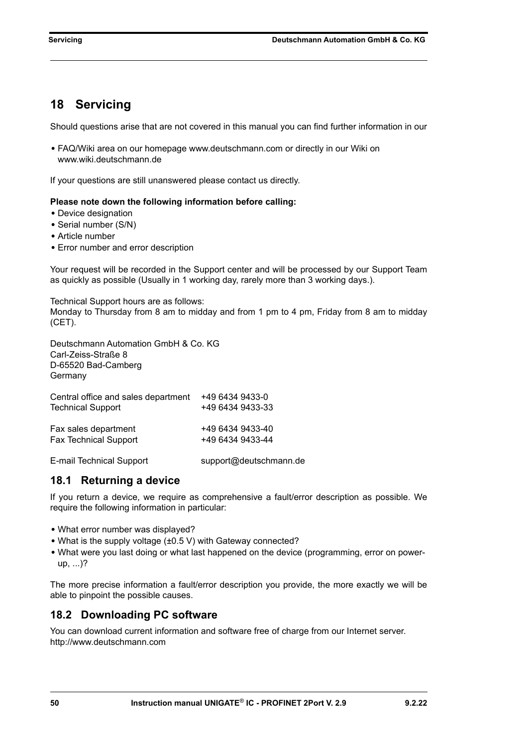# 18 Servicing

Should questions arise that are not covered in this manual you can find further information in our

- FAQ/Wiki area on our homepage www.deutschmann.com or directly in our Wiki on www.wiki.deutschmann.de

If your questions are still unanswered please contact us directly.

**Please note down the following information before calling:**

- Device designation
- Serial number (S/N)
- Article number
- Error number and error description

Your request will be recorded in the Support center and will be processed by our Support Team as quickly as possible (Usually in 1 working day, rarely more than 3 working days.).

Technical Support hours are as follows:
Monday to Thursday from 8 am to midday and from 1 pm to 4 pm, Friday from 8 am to midday (CET).

Deutschmann Automation GmbH & Co. KG
Carl-Zeiss-Straße 8
D-65520 Bad-Camberg
Germany

| | |
|---|---|
| Central office and sales department | +49 6434 9433-0 |
| Technical Support | +49 6434 9433-33 |
| Fax sales department | +49 6434 9433-40 |
| Fax Technical Support | +49 6434 9433-44 |
| E-mail Technical Support | support@deutschmann.de |

## 18.1 Returning a device

If you return a device, we require as comprehensive a fault/error description as possible. We require the following information in particular:

- What error number was displayed?
- What is the supply voltage (±0.5 V) with Gateway connected?
- What were you last doing or what last happened on the device (programming, error on power-up, ...)?

The more precise information a fault/error description you provide, the more exactly we will be able to pinpoint the possible causes.

## 18.2 Downloading PC software

You can download current information and software free of charge from our Internet server.
http://www.deutschmann.com